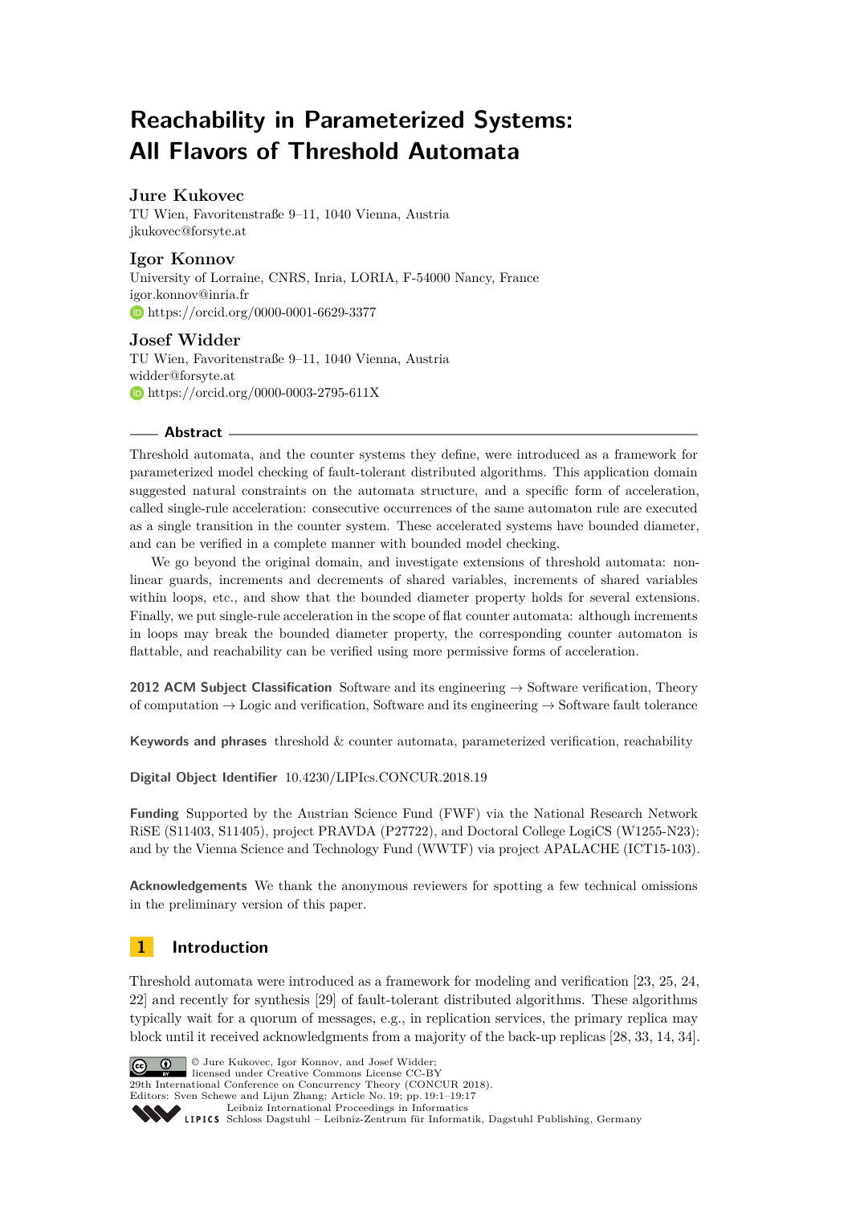# Reachability in Parameterized Systems: All Flavors of Threshold Automata

**Jure Kukovec**
TU Wien, Favoritenstraße 9–11, 1040 Vienna, Austria
jkukovec@forsyte.at

**Igor Konnov**
University of Lorraine, CNRS, Inria, LORIA, F-54000 Nancy, France
igor.konnov@inria.fr
https://orcid.org/0000-0001-6629-3377

**Josef Widder**
TU Wien, Favoritenstraße 9–11, 1040 Vienna, Austria
widder@forsyte.at
https://orcid.org/0000-0003-2795-611X

## Abstract

Threshold automata, and the counter systems they define, were introduced as a framework for parameterized model checking of fault-tolerant distributed algorithms. This application domain suggested natural constraints on the automata structure, and a specific form of acceleration, called single-rule acceleration: consecutive occurrences of the same automaton rule are executed as a single transition in the counter system. These accelerated systems have bounded diameter, and can be verified in a complete manner with bounded model checking.

We go beyond the original domain, and investigate extensions of threshold automata: non-linear guards, increments and decrements of shared variables, increments of shared variables within loops, etc., and show that the bounded diameter property holds for several extensions. Finally, we put single-rule acceleration in the scope of flat counter automata: although increments in loops may break the bounded diameter property, the corresponding counter automaton is flattable, and reachability can be verified using more permissive forms of acceleration.

**2012 ACM Subject Classification** Software and its engineering → Software verification, Theory of computation → Logic and verification, Software and its engineering → Software fault tolerance

**Keywords and phrases** threshold & counter automata, parameterized verification, reachability

**Digital Object Identifier** 10.4230/LIPIcs.CONCUR.2018.19

**Funding** Supported by the Austrian Science Fund (FWF) via the National Research Network RiSE (S11403, S11405), project PRAVDA (P27722), and Doctoral College LogiCS (W1255-N23); and by the Vienna Science and Technology Fund (WWTF) via project APALACHE (ICT15-103).

**Acknowledgements** We thank the anonymous reviewers for spotting a few technical omissions in the preliminary version of this paper.

## 1 Introduction

Threshold automata were introduced as a framework for modeling and verification [23, 25, 24, 22] and recently for synthesis [29] of fault-tolerant distributed algorithms. These algorithms typically wait for a quorum of messages, e.g., in replication services, the primary replica may block until it received acknowledgments from a majority of the back-up replicas [28, 33, 14, 34].

© Jure Kukovec, Igor Konnov, and Josef Widder;
licensed under Creative Commons License CC-BY
29th International Conference on Concurrency Theory (CONCUR 2018).
Editors: Sven Schewe and Lijun Zhang; Article No. 19; pp. 19:1–19:17
Leibniz International Proceedings in Informatics
Schloss Dagstuhl – Leibniz-Zentrum für Informatik, Dagstuhl Publishing, Germany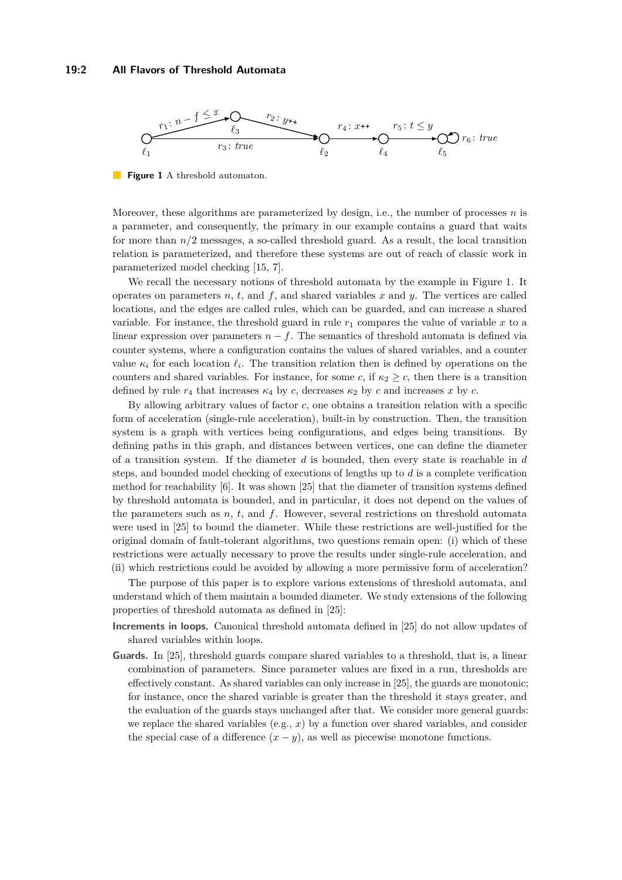**Figure 1** A threshold automaton.

Moreover, these algorithms are parameterized by design, i.e., the number of processes $n$ is a parameter, and consequently, the primary in our example contains a guard that waits for more than $n/2$ messages, a so-called threshold guard. As a result, the local transition relation is parameterized, and therefore these systems are out of reach of classic work in parameterized model checking [15, 7].

We recall the necessary notions of threshold automata by the example in Figure 1. It operates on parameters $n$, $t$, and $f$, and shared variables $x$ and $y$. The vertices are called locations, and the edges are called rules, which can be guarded, and can increase a shared variable. For instance, the threshold guard in rule $r_1$ compares the value of variable $x$ to a linear expression over parameters $n - f$. The semantics of threshold automata is defined via counter systems, where a configuration contains the values of shared variables, and a counter value $\kappa_i$ for each location $\ell_i$. The transition relation then is defined by operations on the counters and shared variables. For instance, for some $c$, if $\kappa_2 \geq c$, then there is a transition defined by rule $r_4$ that increases $\kappa_4$ by $c$, decreases $\kappa_2$ by $c$ and increases $x$ by $c$.

By allowing arbitrary values of factor $c$, one obtains a transition relation with a specific form of acceleration (single-rule acceleration), built-in by construction. Then, the transition system is a graph with vertices being configurations, and edges being transitions. By defining paths in this graph, and distances between vertices, one can define the diameter of a transition system. If the diameter $d$ is bounded, then every state is reachable in $d$ steps, and bounded model checking of executions of lengths up to $d$ is a complete verification method for reachability [6]. It was shown [25] that the diameter of transition systems defined by threshold automata is bounded, and in particular, it does not depend on the values of the parameters such as $n$, $t$, and $f$. However, several restrictions on threshold automata were used in [25] to bound the diameter. While these restrictions are well-justified for the original domain of fault-tolerant algorithms, two questions remain open: (i) which of these restrictions were actually necessary to prove the results under single-rule acceleration, and (ii) which restrictions could be avoided by allowing a more permissive form of acceleration?

The purpose of this paper is to explore various extensions of threshold automata, and understand which of them maintain a bounded diameter. We study extensions of the following properties of threshold automata as defined in [25]:

**Increments in loops.** Canonical threshold automata defined in [25] do not allow updates of shared variables within loops.

**Guards.** In [25], threshold guards compare shared variables to a threshold, that is, a linear combination of parameters. Since parameter values are fixed in a run, thresholds are effectively constant. As shared variables can only increase in [25], the guards are monotonic; for instance, once the shared variable is greater than the threshold it stays greater, and the evaluation of the guards stays unchanged after that. We consider more general guards: we replace the shared variables (e.g., $x$) by a function over shared variables, and consider the special case of a difference $(x - y)$, as well as piecewise monotone functions.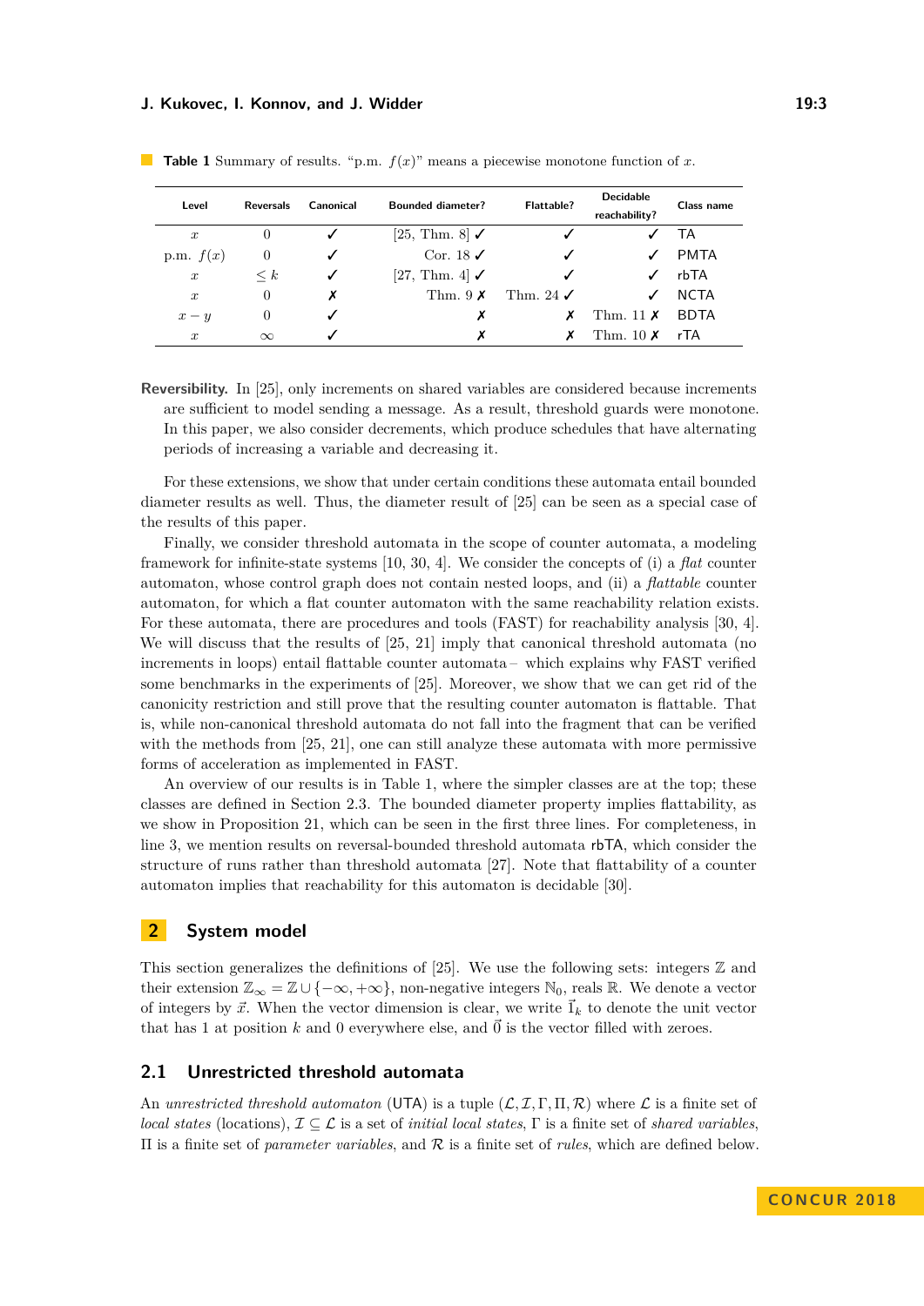**Table 1** Summary of results. "p.m. $f(x)$" means a piecewise monotone function of $x$.

| Level | Reversals | Canonical | Bounded diameter? | Flattable? | Decidable reachability? | Class name |
|---|---|---|---|---|---|---|
| $x$ | 0 | ✓ | [25, Thm. 8] ✓ | ✓ | ✓ | TA |
| p.m. $f(x)$ | 0 | ✓ | Cor. 18 ✓ | ✓ | ✓ | PMTA |
| $x$ | $\leq k$ | ✓ | [27, Thm. 4] ✓ | ✓ | ✓ | rbTA |
| $x$ | 0 | ✗ | Thm. 9 ✗ | Thm. 24 ✓ | ✓ | NCTA |
| $x - y$ | 0 | ✓ | ✗ | ✗ | Thm. 11 ✗ | BDTA |
| $x$ | $\infty$ | ✓ | ✗ | ✗ | Thm. 10 ✗ | rTA |

**Reversibility.** In [25], only increments on shared variables are considered because increments are sufficient to model sending a message. As a result, threshold guards were monotone. In this paper, we also consider decrements, which produce schedules that have alternating periods of increasing a variable and decreasing it.

For these extensions, we show that under certain conditions these automata entail bounded diameter results as well. Thus, the diameter result of [25] can be seen as a special case of the results of this paper.

Finally, we consider threshold automata in the scope of counter automata, a modeling framework for infinite-state systems [10, 30, 4]. We consider the concepts of (i) a *flat* counter automaton, whose control graph does not contain nested loops, and (ii) a *flattable* counter automaton, for which a flat counter automaton with the same reachability relation exists. For these automata, there are procedures and tools (FAST) for reachability analysis [30, 4]. We will discuss that the results of [25, 21] imply that canonical threshold automata (no increments in loops) entail flattable counter automata – which explains why FAST verified some benchmarks in the experiments of [25]. Moreover, we show that we can get rid of the canonicity restriction and still prove that the resulting counter automaton is flattable. That is, while non-canonical threshold automata do not fall into the fragment that can be verified with the methods from [25, 21], one can still analyze these automata with more permissive forms of acceleration as implemented in FAST.

An overview of our results is in Table 1, where the simpler classes are at the top; these classes are defined in Section 2.3. The bounded diameter property implies flattability, as we show in Proposition 21, which can be seen in the first three lines. For completeness, in line 3, we mention results on reversal-bounded threshold automata rbTA, which consider the structure of runs rather than threshold automata [27]. Note that flattability of a counter automaton implies that reachability for this automaton is decidable [30].

## 2 System model

This section generalizes the definitions of [25]. We use the following sets: integers $\mathbb{Z}$ and their extension $\mathbb{Z}_\infty = \mathbb{Z} \cup \{-\infty, +\infty\}$, non-negative integers $\mathbb{N}_0$, reals $\mathbb{R}$. We denote a vector of integers by $\vec{x}$. When the vector dimension is clear, we write $\vec{1}_k$ to denote the unit vector that has 1 at position $k$ and 0 everywhere else, and $\vec{0}$ is the vector filled with zeroes.

### 2.1 Unrestricted threshold automata

An *unrestricted threshold automaton* (UTA) is a tuple $(\mathcal{L}, \mathcal{I}, \Gamma, \Pi, \mathcal{R})$ where $\mathcal{L}$ is a finite set of *local states* (locations), $\mathcal{I} \subseteq \mathcal{L}$ is a set of *initial local states*, $\Gamma$ is a finite set of *shared variables*, $\Pi$ is a finite set of *parameter variables*, and $\mathcal{R}$ is a finite set of *rules*, which are defined below.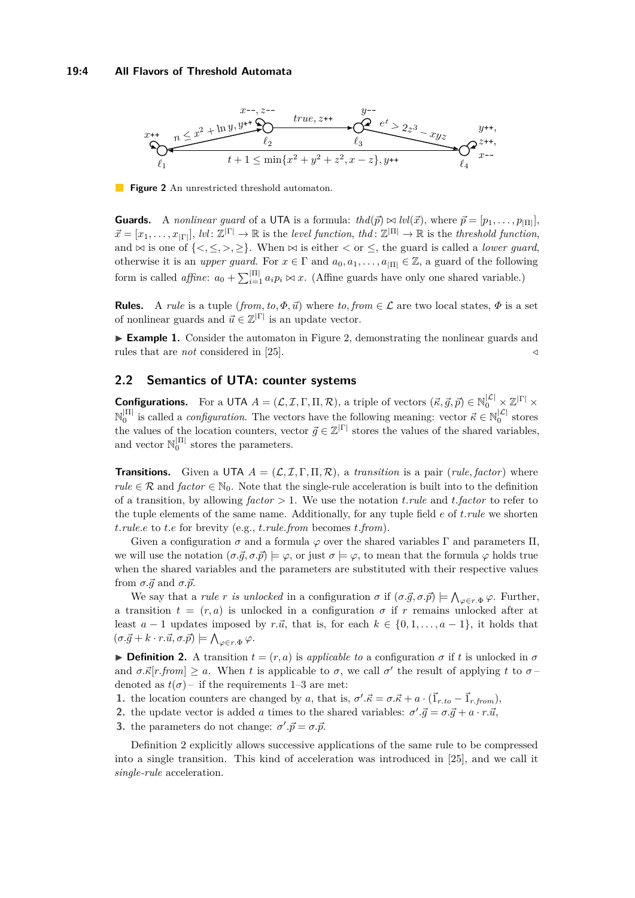**Figure 2** An unrestricted threshold automaton.

**Guards.** A *nonlinear guard* of a UTA is a formula: $thd(\vec{p}) \bowtie lvl(\vec{x})$, where $\vec{p} = [p_1, \ldots, p_{|\Pi|}]$, $\vec{x} = [x_1, \ldots, x_{|\Gamma|}]$, $lvl\colon \mathbb{Z}^{|\Gamma|} \to \mathbb{R}$ is the *level function*, $thd\colon \mathbb{Z}^{|\Pi|} \to \mathbb{R}$ is the *threshold function*, and $\bowtie$ is one of $\{<, \leq, >, \geq\}$. When $\bowtie$ is either $<$ or $\leq$, the guard is called a *lower guard*, otherwise it is an *upper guard*. For $x \in \Gamma$ and $a_0, a_1, \ldots, a_{|\Pi|} \in \mathbb{Z}$, a guard of the following form is called *affine*: $a_0 + \sum_{i=1}^{|\Pi|} a_i p_i \bowtie x$. (Affine guards have only one shared variable.)

**Rules.** A *rule* is a tuple $(from, to, \Phi, \vec{u})$ where $to, from \in \mathcal{L}$ are two local states, $\Phi$ is a set of nonlinear guards and $\vec{u} \in \mathbb{Z}^{|\Gamma|}$ is an update vector.

▶ **Example 1.** Consider the automaton in Figure 2, demonstrating the nonlinear guards and rules that are *not* considered in [25]. ◁

## 2.2 Semantics of UTA: counter systems

**Configurations.** For a UTA $A = (\mathcal{L}, \mathcal{I}, \Gamma, \Pi, \mathcal{R})$, a triple of vectors $(\vec{\kappa}, \vec{g}, \vec{p}) \in \mathbb{N}_0^{|\mathcal{L}|} \times \mathbb{Z}^{|\Gamma|} \times \mathbb{N}_0^{|\Pi|}$ is called a *configuration*. The vectors have the following meaning: vector $\vec{\kappa} \in \mathbb{N}_0^{|\mathcal{L}|}$ stores the values of the location counters, vector $\vec{g} \in \mathbb{Z}^{|\Gamma|}$ stores the values of the shared variables, and vector $\mathbb{N}_0^{|\Pi|}$ stores the parameters.

**Transitions.** Given a UTA $A = (\mathcal{L}, \mathcal{I}, \Gamma, \Pi, \mathcal{R})$, a *transition* is a pair $(rule, factor)$ where $rule \in \mathcal{R}$ and $factor \in \mathbb{N}_0$. Note that the single-rule acceleration is built into to the definition of a transition, by allowing $factor > 1$. We use the notation $t.rule$ and $t.factor$ to refer to the tuple elements of the same name. Additionally, for any tuple field $e$ of $t.rule$ we shorten $t.rule.e$ to $t.e$ for brevity (e.g., $t.rule.from$ becomes $t.from$).

Given a configuration $\sigma$ and a formula $\varphi$ over the shared variables $\Gamma$ and parameters $\Pi$, we will use the notation $(\sigma.\vec{g}, \sigma.\vec{p}) \models \varphi$, or just $\sigma \models \varphi$, to mean that the formula $\varphi$ holds true when the shared variables and the parameters are substituted with their respective values from $\sigma.\vec{g}$ and $\sigma.\vec{p}$.

We say that a *rule* $r$ *is unlocked* in a configuration $\sigma$ if $(\sigma.\vec{g}, \sigma.\vec{p}) \models \bigwedge_{\varphi \in r.\Phi} \varphi$. Further, a transition $t = (r, a)$ is unlocked in a configuration $\sigma$ if $r$ remains unlocked after at least $a - 1$ updates imposed by $r.\vec{u}$, that is, for each $k \in \{0, 1, \ldots, a-1\}$, it holds that $(\sigma.\vec{g} + k \cdot r.\vec{u}, \sigma.\vec{p}) \models \bigwedge_{\varphi \in r.\Phi} \varphi$.

▶ **Definition 2.** A transition $t = (r, a)$ is *applicable to* a configuration $\sigma$ if $t$ is unlocked in $\sigma$ and $\sigma.\vec{\kappa}[r.from] \geq a$. When $t$ is applicable to $\sigma$, we call $\sigma'$ the result of applying $t$ to $\sigma$ – denoted as $t(\sigma)$ – if the requirements 1–3 are met:

1. the location counters are changed by $a$, that is, $\sigma'.\vec{\kappa} = \sigma.\vec{\kappa} + a \cdot (\vec{1}_{r.to} - \vec{1}_{r.from})$,
2. the update vector is added $a$ times to the shared variables: $\sigma'.\vec{g} = \sigma.\vec{g} + a \cdot r.\vec{u}$,
3. the parameters do not change: $\sigma'.\vec{p} = \sigma.\vec{p}$.

Definition 2 explicitly allows successive applications of the same rule to be compressed into a single transition. This kind of acceleration was introduced in [25], and we call it *single-rule* acceleration.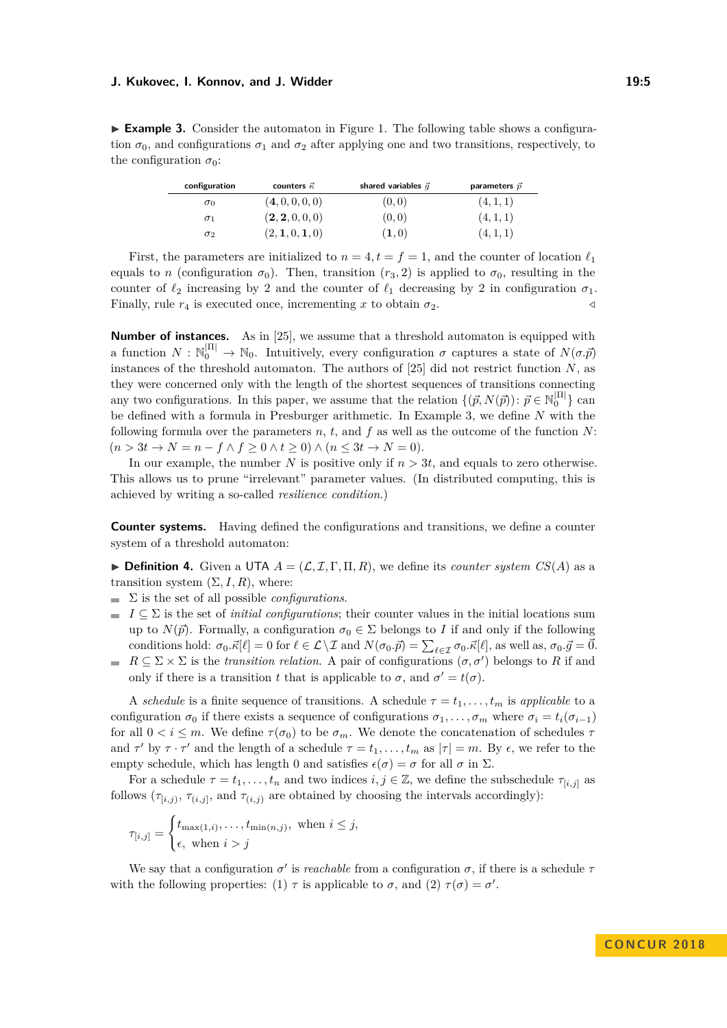▶ **Example 3.** Consider the automaton in Figure 1. The following table shows a configuration $\sigma_0$, and configurations $\sigma_1$ and $\sigma_2$ after applying one and two transitions, respectively, to the configuration $\sigma_0$:

| configuration | counters $\vec{\kappa}$ | shared variables $\vec{g}$ | parameters $\vec{p}$ |
|---|---|---|---|
| $\sigma_0$ | $(\mathbf{4}, 0, 0, 0, 0)$ | $(0, 0)$ | $(4, 1, 1)$ |
| $\sigma_1$ | $(\mathbf{2}, \mathbf{2}, 0, 0, 0)$ | $(0, 0)$ | $(4, 1, 1)$ |
| $\sigma_2$ | $(2, \mathbf{1}, 0, \mathbf{1}, 0)$ | $(\mathbf{1}, 0)$ | $(4, 1, 1)$ |

First, the parameters are initialized to $n = 4, t = f = 1$, and the counter of location $\ell_1$ equals to $n$ (configuration $\sigma_0$). Then, transition $(r_3, 2)$ is applied to $\sigma_0$, resulting in the counter of $\ell_2$ increasing by 2 and the counter of $\ell_1$ decreasing by 2 in configuration $\sigma_1$. Finally, rule $r_4$ is executed once, incrementing $x$ to obtain $\sigma_2$. ◁

**Number of instances.** As in [25], we assume that a threshold automaton is equipped with a function $N : \mathbb{N}_0^{|\Pi|} \to \mathbb{N}_0$. Intuitively, every configuration $\sigma$ captures a state of $N(\sigma.\vec{p})$ instances of the threshold automaton. The authors of [25] did not restrict function $N$, as they were concerned only with the length of the shortest sequences of transitions connecting any two configurations. In this paper, we assume that the relation $\{(\vec{p}, N(\vec{p}))\colon \vec{p} \in \mathbb{N}_0^{|\Pi|}\}$ can be defined with a formula in Presburger arithmetic. In Example 3, we define $N$ with the following formula over the parameters $n$, $t$, and $f$ as well as the outcome of the function $N$: $(n > 3t \to N = n - f \wedge f \geq 0 \wedge t \geq 0) \wedge (n \leq 3t \to N = 0)$.

In our example, the number $N$ is positive only if $n > 3t$, and equals to zero otherwise. This allows us to prune "irrelevant" parameter values. (In distributed computing, this is achieved by writing a so-called *resilience condition*.)

**Counter systems.** Having defined the configurations and transitions, we define a counter system of a threshold automaton:

▶ **Definition 4.** Given a UTA $A = (\mathcal{L}, \mathcal{I}, \Gamma, \Pi, R)$, we define its *counter system* $CS(A)$ as a transition system $(\Sigma, I, R)$, where:

- $\Sigma$ is the set of all possible *configurations*.
- $I \subseteq \Sigma$ is the set of *initial configurations*; their counter values in the initial locations sum up to $N(\vec{p})$. Formally, a configuration $\sigma_0 \in \Sigma$ belongs to $I$ if and only if the following conditions hold: $\sigma_0.\vec{\kappa}[\ell] = 0$ for $\ell \in \mathcal{L} \setminus \mathcal{I}$ and $N(\sigma_0.\vec{p}) = \sum_{\ell \in \mathcal{I}} \sigma_0.\vec{\kappa}[\ell]$, as well as, $\sigma_0.\vec{g} = \vec{0}$.
- $R \subseteq \Sigma \times \Sigma$ is the *transition relation*. A pair of configurations $(\sigma, \sigma')$ belongs to $R$ if and only if there is a transition $t$ that is applicable to $\sigma$, and $\sigma' = t(\sigma)$.

A *schedule* is a finite sequence of transitions. A schedule $\tau = t_1, \ldots, t_m$ is *applicable* to a configuration $\sigma_0$ if there exists a sequence of configurations $\sigma_1, \ldots, \sigma_m$ where $\sigma_i = t_i(\sigma_{i-1})$ for all $0 < i \leq m$. We define $\tau(\sigma_0)$ to be $\sigma_m$. We denote the concatenation of schedules $\tau$ and $\tau'$ by $\tau \cdot \tau'$ and the length of a schedule $\tau = t_1, \ldots, t_m$ as $|\tau| = m$. By $\epsilon$, we refer to the empty schedule, which has length 0 and satisfies $\epsilon(\sigma) = \sigma$ for all $\sigma$ in $\Sigma$.

For a schedule $\tau = t_1, \ldots, t_n$ and two indices $i, j \in \mathbb{Z}$, we define the subschedule $\tau_{[i,j]}$ as follows ($\tau_{[i,j)}$, $\tau_{(i,j]}$, and $\tau_{(i,j)}$ are obtained by choosing the intervals accordingly):

$$\tau_{[i,j]} = \begin{cases} t_{\max(1,i)}, \ldots, t_{\min(n,j)}, & \text{when } i \leq j, \\ \epsilon, & \text{when } i > j \end{cases}$$

We say that a configuration $\sigma'$ is *reachable* from a configuration $\sigma$, if there is a schedule $\tau$ with the following properties: (1) $\tau$ is applicable to $\sigma$, and (2) $\tau(\sigma) = \sigma'$.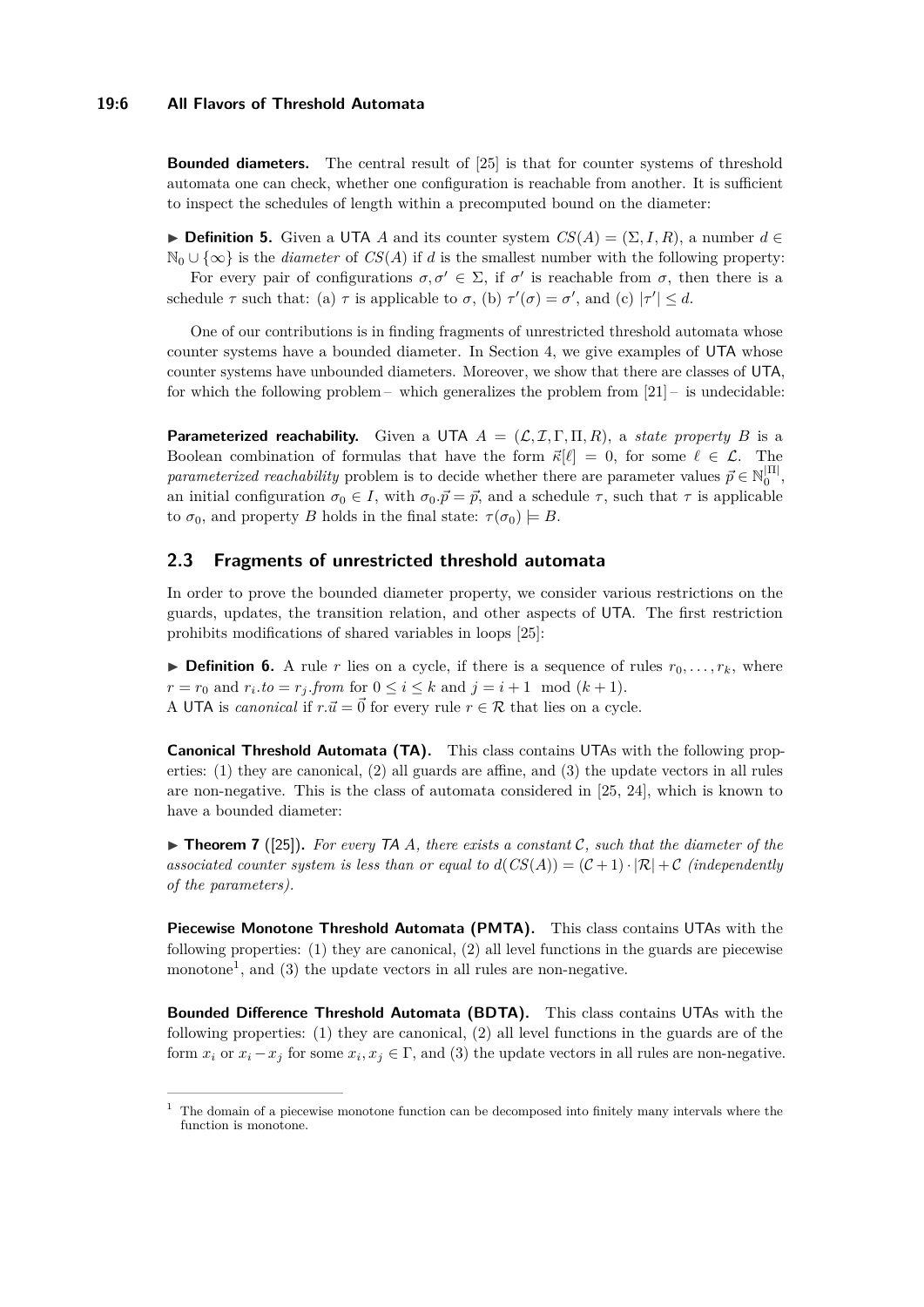**Bounded diameters.** The central result of [25] is that for counter systems of threshold automata one can check, whether one configuration is reachable from another. It is sufficient to inspect the schedules of length within a precomputed bound on the diameter:

▶ **Definition 5.** Given a UTA $A$ and its counter system $CS(A) = (\Sigma, I, R)$, a number $d \in \mathbb{N}_0 \cup \{\infty\}$ is the *diameter* of $CS(A)$ if $d$ is the smallest number with the following property:

For every pair of configurations $\sigma, \sigma' \in \Sigma$, if $\sigma'$ is reachable from $\sigma$, then there is a schedule $\tau$ such that: (a) $\tau$ is applicable to $\sigma$, (b) $\tau'(\sigma) = \sigma'$, and (c) $|\tau'| \leq d$.

One of our contributions is in finding fragments of unrestricted threshold automata whose counter systems have a bounded diameter. In Section 4, we give examples of UTA whose counter systems have unbounded diameters. Moreover, we show that there are classes of UTA, for which the following problem – which generalizes the problem from [21] – is undecidable:

**Parameterized reachability.** Given a UTA $A = (\mathcal{L}, \mathcal{I}, \Gamma, \Pi, R)$, a *state property* $B$ is a Boolean combination of formulas that have the form $\vec{\kappa}[\ell] = 0$, for some $\ell \in \mathcal{L}$. The *parameterized reachability* problem is to decide whether there are parameter values $\vec{p} \in \mathbb{N}_0^{|\Pi|}$, an initial configuration $\sigma_0 \in I$, with $\sigma_0.\vec{p} = \vec{p}$, and a schedule $\tau$, such that $\tau$ is applicable to $\sigma_0$, and property $B$ holds in the final state: $\tau(\sigma_0) \models B$.

## 2.3 Fragments of unrestricted threshold automata

In order to prove the bounded diameter property, we consider various restrictions on the guards, updates, the transition relation, and other aspects of UTA. The first restriction prohibits modifications of shared variables in loops [25]:

▶ **Definition 6.** A rule $r$ lies on a cycle, if there is a sequence of rules $r_0, \ldots, r_k$, where $r = r_0$ and $r_i.to = r_j.from$ for $0 \leq i \leq k$ and $j = i + 1 \mod (k + 1)$.
A UTA is *canonical* if $r.\vec{u} = \vec{0}$ for every rule $r \in \mathcal{R}$ that lies on a cycle.

**Canonical Threshold Automata (TA).** This class contains UTAs with the following properties: (1) they are canonical, (2) all guards are affine, and (3) the update vectors in all rules are non-negative. This is the class of automata considered in [25, 24], which is known to have a bounded diameter:

▶ **Theorem 7** ([25]). *For every TA $A$, there exists a constant $\mathcal{C}$, such that the diameter of the associated counter system is less than or equal to $d(CS(A)) = (\mathcal{C} + 1) \cdot |\mathcal{R}| + \mathcal{C}$ (independently of the parameters).*

**Piecewise Monotone Threshold Automata (PMTA).** This class contains UTAs with the following properties: (1) they are canonical, (2) all level functions in the guards are piecewise monotone[1], and (3) the update vectors in all rules are non-negative.

**Bounded Difference Threshold Automata (BDTA).** This class contains UTAs with the following properties: (1) they are canonical, (2) all level functions in the guards are of the form $x_i$ or $x_i - x_j$ for some $x_i, x_j \in \Gamma$, and (3) the update vectors in all rules are non-negative.

---

[1] The domain of a piecewise monotone function can be decomposed into finitely many intervals where the function is monotone.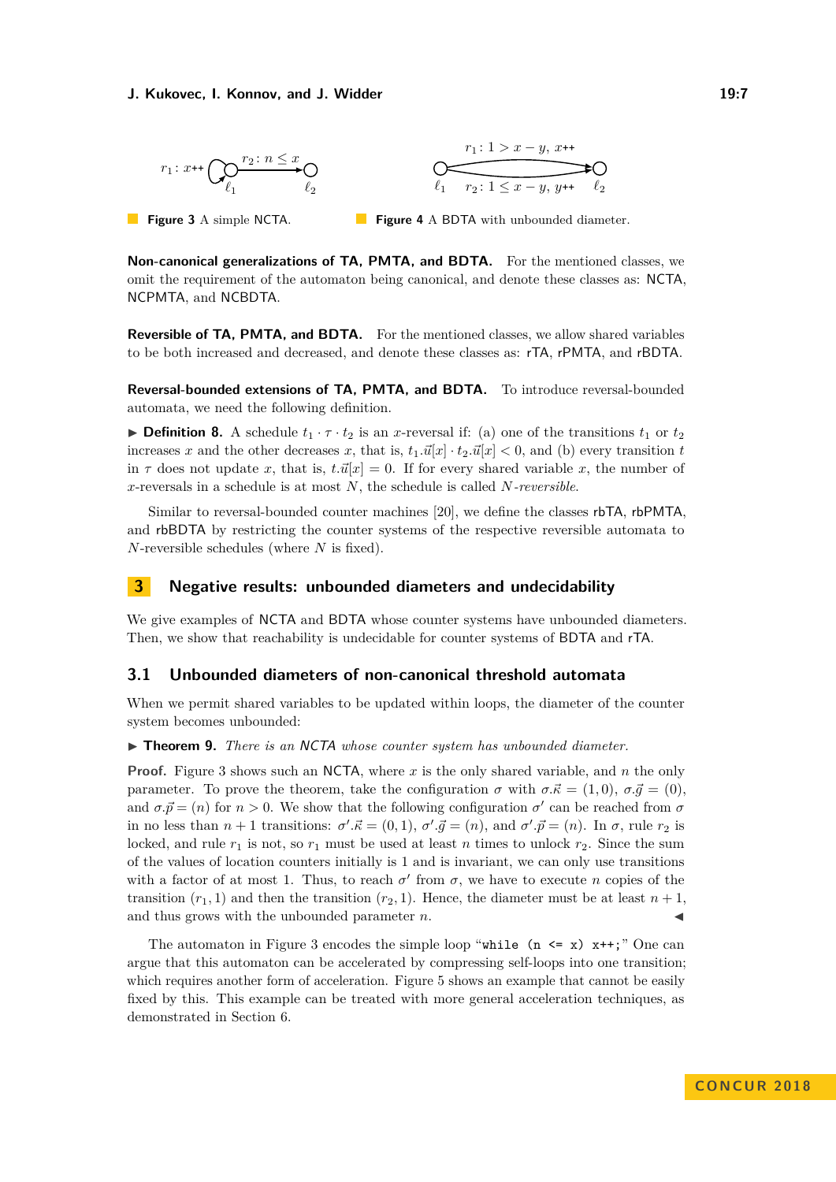**Figure 3** A simple NCTA.

**Figure 4** A BDTA with unbounded diameter.

**Non-canonical generalizations of TA, PMTA, and BDTA.** For the mentioned classes, we omit the requirement of the automaton being canonical, and denote these classes as: NCTA, NCPMTA, and NCBDTA.

**Reversible of TA, PMTA, and BDTA.** For the mentioned classes, we allow shared variables to be both increased and decreased, and denote these classes as: rTA, rPMTA, and rBDTA.

**Reversal-bounded extensions of TA, PMTA, and BDTA.** To introduce reversal-bounded automata, we need the following definition.

▶ **Definition 8.** A schedule $t_1 \cdot \tau \cdot t_2$ is an $x$-reversal if: (a) one of the transitions $t_1$ or $t_2$ increases $x$ and the other decreases $x$, that is, $t_1.\vec{u}[x] \cdot t_2.\vec{u}[x] < 0$, and (b) every transition $t$ in $\tau$ does not update $x$, that is, $t.\vec{u}[x] = 0$. If for every shared variable $x$, the number of $x$-reversals in a schedule is at most $N$, the schedule is called *$N$-reversible*.

Similar to reversal-bounded counter machines [20], we define the classes rbTA, rbPMTA, and rbBDTA by restricting the counter systems of the respective reversible automata to $N$-reversible schedules (where $N$ is fixed).

## 3 Negative results: unbounded diameters and undecidability

We give examples of NCTA and BDTA whose counter systems have unbounded diameters. Then, we show that reachability is undecidable for counter systems of BDTA and rTA.

### 3.1 Unbounded diameters of non-canonical threshold automata

When we permit shared variables to be updated within loops, the diameter of the counter system becomes unbounded:

▶ **Theorem 9.** *There is an NCTA whose counter system has unbounded diameter.*

**Proof.** Figure 3 shows such an NCTA, where $x$ is the only shared variable, and $n$ the only parameter. To prove the theorem, take the configuration $\sigma$ with $\sigma.\vec{\kappa} = (1, 0)$, $\sigma.\vec{g} = (0)$, and $\sigma.\vec{p} = (n)$ for $n > 0$. We show that the following configuration $\sigma'$ can be reached from $\sigma$ in no less than $n + 1$ transitions: $\sigma'.\vec{\kappa} = (0, 1)$, $\sigma'.\vec{g} = (n)$, and $\sigma'.\vec{p} = (n)$. In $\sigma$, rule $r_2$ is locked, and rule $r_1$ is not, so $r_1$ must be used at least $n$ times to unlock $r_2$. Since the sum of the values of location counters initially is 1 and is invariant, we can only use transitions with a factor of at most 1. Thus, to reach $\sigma'$ from $\sigma$, we have to execute $n$ copies of the transition $(r_1, 1)$ and then the transition $(r_2, 1)$. Hence, the diameter must be at least $n + 1$, and thus grows with the unbounded parameter $n$. ◀

The automaton in Figure 3 encodes the simple loop "`while (n <= x) x++;`" One can argue that this automaton can be accelerated by compressing self-loops into one transition; which requires another form of acceleration. Figure 5 shows an example that cannot be easily fixed by this. This example can be treated with more general acceleration techniques, as demonstrated in Section 6.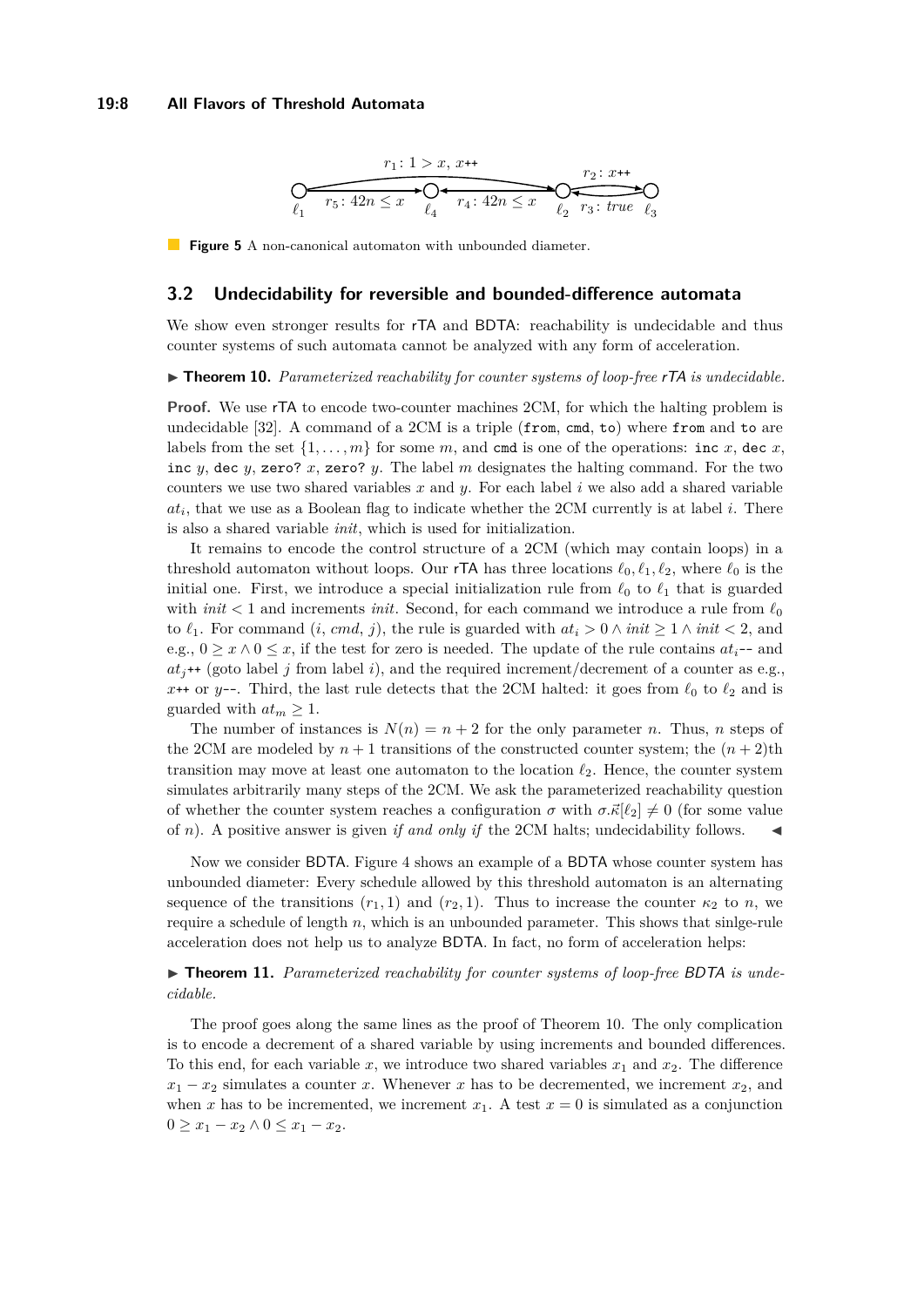**Figure 5** A non-canonical automaton with unbounded diameter.

## 3.2 Undecidability for reversible and bounded-difference automata

We show even stronger results for rTA and BDTA: reachability is undecidable and thus counter systems of such automata cannot be analyzed with any form of acceleration.

▶ **Theorem 10.** *Parameterized reachability for counter systems of loop-free rTA is undecidable.*

**Proof.** We use rTA to encode two-counter machines 2CM, for which the halting problem is undecidable [32]. A command of a 2CM is a triple (`from`, `cmd`, `to`) where `from` and `to` are labels from the set $\{1, \dots, m\}$ for some $m$, and `cmd` is one of the operations: `inc` $x$, `dec` $x$, `inc` $y$, `dec` $y$, `zero?` $x$, `zero?` $y$. The label $m$ designates the halting command. For the two counters we use two shared variables $x$ and $y$. For each label $i$ we also add a shared variable $at_i$, that we use as a Boolean flag to indicate whether the 2CM currently is at label $i$. There is also a shared variable *init*, which is used for initialization.

It remains to encode the control structure of a 2CM (which may contain loops) in a threshold automaton without loops. Our rTA has three locations $\ell_0, \ell_1, \ell_2$, where $\ell_0$ is the initial one. First, we introduce a special initialization rule from $\ell_0$ to $\ell_1$ that is guarded with $init < 1$ and increments *init*. Second, for each command we introduce a rule from $\ell_0$ to $\ell_1$. For command $(i, cmd, j)$, the rule is guarded with $at_i > 0 \wedge init \geq 1 \wedge init < 2$, and e.g., $0 \geq x \wedge 0 \leq x$, if the test for zero is needed. The update of the rule contains $at_i$-- and $at_j$++ (goto label $j$ from label $i$), and the required increment/decrement of a counter as e.g., $x$++ or $y$--. Third, the last rule detects that the 2CM halted: it goes from $\ell_0$ to $\ell_2$ and is guarded with $at_m \geq 1$.

The number of instances is $N(n) = n + 2$ for the only parameter $n$. Thus, $n$ steps of the 2CM are modeled by $n + 1$ transitions of the constructed counter system; the $(n + 2)$th transition may move at least one automaton to the location $\ell_2$. Hence, the counter system simulates arbitrarily many steps of the 2CM. We ask the parameterized reachability question of whether the counter system reaches a configuration $\sigma$ with $\sigma.\vec{\kappa}[\ell_2] \neq 0$ (for some value of $n$). A positive answer is given *if and only if* the 2CM halts; undecidability follows. ◀

Now we consider BDTA. Figure 4 shows an example of a BDTA whose counter system has unbounded diameter: Every schedule allowed by this threshold automaton is an alternating sequence of the transitions $(r_1, 1)$ and $(r_2, 1)$. Thus to increase the counter $\kappa_2$ to $n$, we require a schedule of length $n$, which is an unbounded parameter. This shows that sinlge-rule acceleration does not help us to analyze BDTA. In fact, no form of acceleration helps:

▶ **Theorem 11.** *Parameterized reachability for counter systems of loop-free BDTA is undecidable.*

The proof goes along the same lines as the proof of Theorem 10. The only complication is to encode a decrement of a shared variable by using increments and bounded differences. To this end, for each variable $x$, we introduce two shared variables $x_1$ and $x_2$. The difference $x_1 - x_2$ simulates a counter $x$. Whenever $x$ has to be decremented, we increment $x_2$, and when $x$ has to be incremented, we increment $x_1$. A test $x = 0$ is simulated as a conjunction $0 \geq x_1 - x_2 \wedge 0 \leq x_1 - x_2$.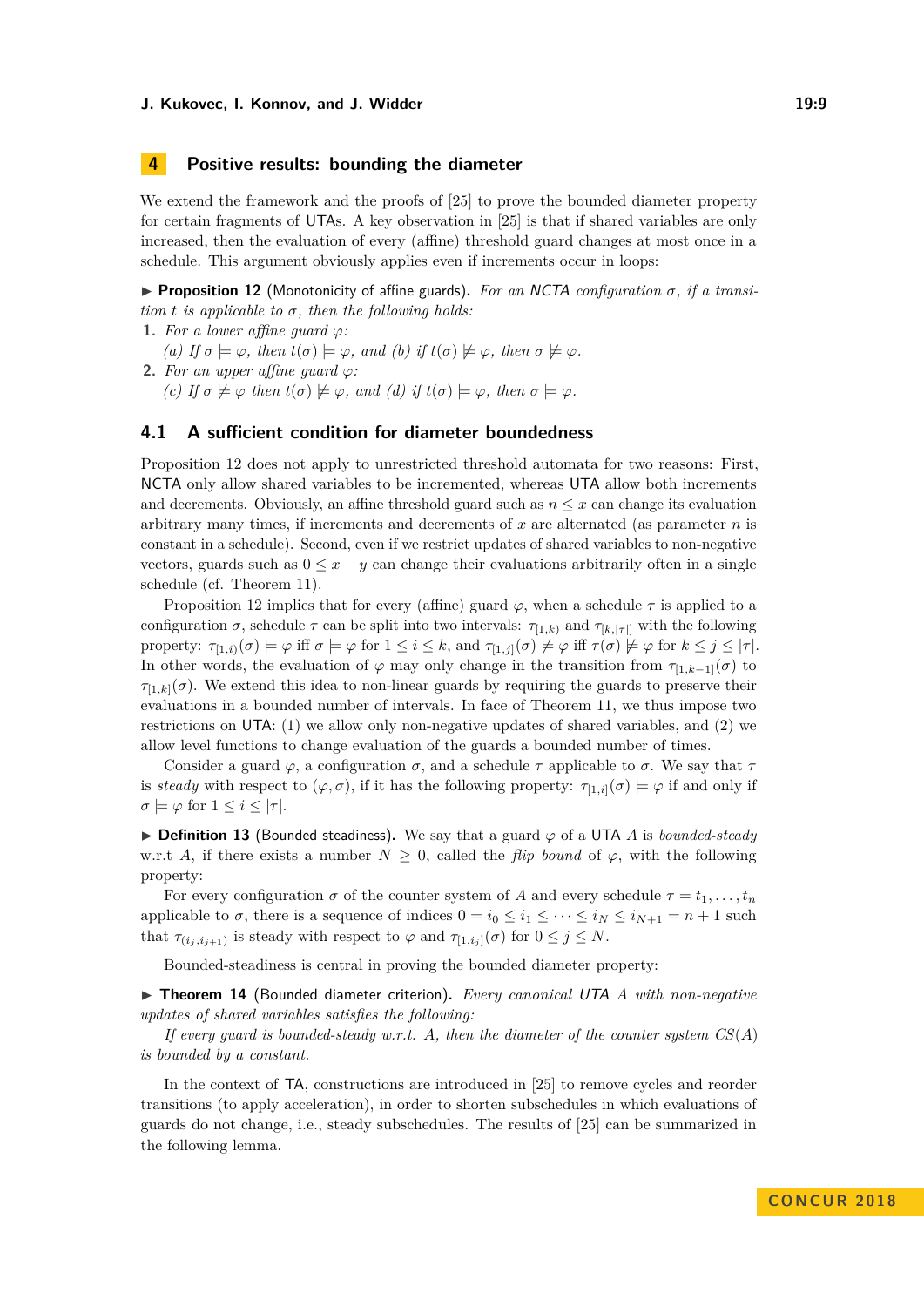## 4 Positive results: bounding the diameter

We extend the framework and the proofs of [25] to prove the bounded diameter property for certain fragments of UTAs. A key observation in [25] is that if shared variables are only increased, then the evaluation of every (affine) threshold guard changes at most once in a schedule. This argument obviously applies even if increments occur in loops:

▶ **Proposition 12** (Monotonicity of affine guards). *For an NCTA configuration $\sigma$, if a transition $t$ is applicable to $\sigma$, then the following holds:*

1. *For a lower affine guard $\varphi$:*
   *(a) If $\sigma \models \varphi$, then $t(\sigma) \models \varphi$, and (b) if $t(\sigma) \not\models \varphi$, then $\sigma \not\models \varphi$.*
2. *For an upper affine guard $\varphi$:*
   *(c) If $\sigma \not\models \varphi$ then $t(\sigma) \not\models \varphi$, and (d) if $t(\sigma) \models \varphi$, then $\sigma \models \varphi$.*

### 4.1 A sufficient condition for diameter boundedness

Proposition 12 does not apply to unrestricted threshold automata for two reasons: First, NCTA only allow shared variables to be incremented, whereas UTA allow both increments and decrements. Obviously, an affine threshold guard such as $n \le x$ can change its evaluation arbitrary many times, if increments and decrements of $x$ are alternated (as parameter $n$ is constant in a schedule). Second, even if we restrict updates of shared variables to non-negative vectors, guards such as $0 \le x - y$ can change their evaluations arbitrarily often in a single schedule (cf. Theorem 11).

Proposition 12 implies that for every (affine) guard $\varphi$, when a schedule $\tau$ is applied to a configuration $\sigma$, schedule $\tau$ can be split into two intervals: $\tau_{[1,k)}$ and $\tau_{[k,|\tau|]}$ with the following property: $\tau_{[1,i)}(\sigma) \models \varphi$ iff $\sigma \models \varphi$ for $1 \le i \le k$, and $\tau_{[1,j]}(\sigma) \not\models \varphi$ iff $\tau(\sigma) \not\models \varphi$ for $k \le j \le |\tau|$. In other words, the evaluation of $\varphi$ may only change in the transition from $\tau_{[1,k-1]}(\sigma)$ to $\tau_{[1,k]}(\sigma)$. We extend this idea to non-linear guards by requiring the guards to preserve their evaluations in a bounded number of intervals. In face of Theorem 11, we thus impose two restrictions on UTA: (1) we allow only non-negative updates of shared variables, and (2) we allow level functions to change evaluation of the guards a bounded number of times.

Consider a guard $\varphi$, a configuration $\sigma$, and a schedule $\tau$ applicable to $\sigma$. We say that $\tau$ is *steady* with respect to $(\varphi, \sigma)$, if it has the following property: $\tau_{[1,i]}(\sigma) \models \varphi$ if and only if $\sigma \models \varphi$ for $1 \le i \le |\tau|$.

▶ **Definition 13** (Bounded steadiness). We say that a guard $\varphi$ of a UTA $A$ is *bounded-steady* w.r.t $A$, if there exists a number $N \ge 0$, called the *flip bound* of $\varphi$, with the following property:

For every configuration $\sigma$ of the counter system of $A$ and every schedule $\tau = t_1, \dots, t_n$ applicable to $\sigma$, there is a sequence of indices $0 = i_0 \le i_1 \le \dots \le i_N \le i_{N+1} = n + 1$ such that $\tau_{(i_j, i_{j+1})}$ is steady with respect to $\varphi$ and $\tau_{[1,i_j]}(\sigma)$ for $0 \le j \le N$.

Bounded-steadiness is central in proving the bounded diameter property:

▶ **Theorem 14** (Bounded diameter criterion). *Every canonical UTA $A$ with non-negative updates of shared variables satisfies the following:*

*If every guard is bounded-steady w.r.t. $A$, then the diameter of the counter system $CS(A)$ is bounded by a constant.*

In the context of TA, constructions are introduced in [25] to remove cycles and reorder transitions (to apply acceleration), in order to shorten subschedules in which evaluations of guards do not change, i.e., steady subschedules. The results of [25] can be summarized in the following lemma.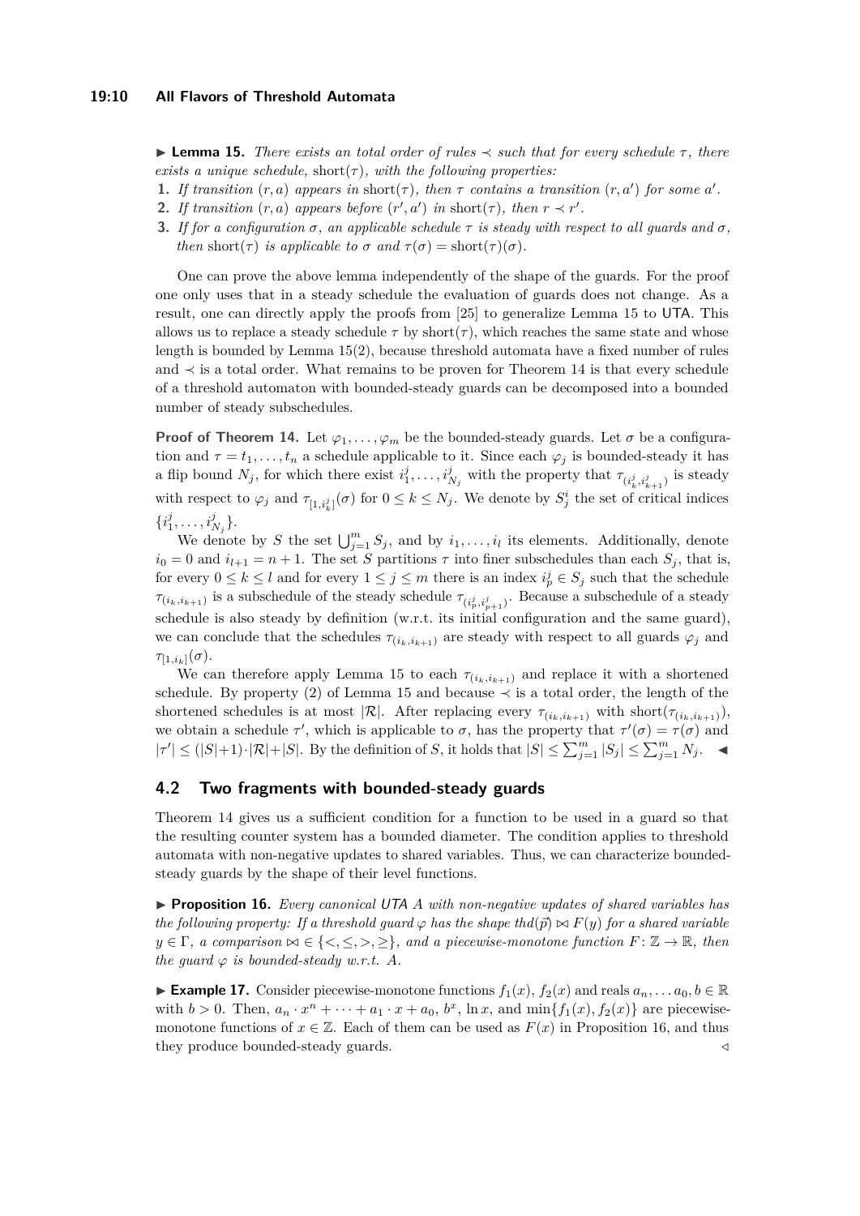▶ **Lemma 15.** *There exists an total order of rules $\prec$ such that for every schedule $\tau$, there exists a unique schedule,* $\text{short}(\tau)$*, with the following properties:*

1. *If transition $(r, a)$ appears in $\text{short}(\tau)$, then $\tau$ contains a transition $(r, a')$ for some $a'$.*
2. *If transition $(r, a)$ appears before $(r', a')$ in $\text{short}(\tau)$, then $r \prec r'$.*
3. *If for a configuration $\sigma$, an applicable schedule $\tau$ is steady with respect to all guards and $\sigma$, then $\text{short}(\tau)$ is applicable to $\sigma$ and $\tau(\sigma) = \text{short}(\tau)(\sigma)$.*

One can prove the above lemma independently of the shape of the guards. For the proof one only uses that in a steady schedule the evaluation of guards does not change. As a result, one can directly apply the proofs from [25] to generalize Lemma 15 to UTA. This allows us to replace a steady schedule $\tau$ by $\text{short}(\tau)$, which reaches the same state and whose length is bounded by Lemma 15(2), because threshold automata have a fixed number of rules and $\prec$ is a total order. What remains to be proven for Theorem 14 is that every schedule of a threshold automaton with bounded-steady guards can be decomposed into a bounded number of steady subschedules.

**Proof of Theorem 14.** Let $\varphi_1, \ldots, \varphi_m$ be the bounded-steady guards. Let $\sigma$ be a configuration and $\tau = t_1, \ldots, t_n$ a schedule applicable to it. Since each $\varphi_j$ is bounded-steady it has a flip bound $N_j$, for which there exist $i_1^j, \ldots, i_{N_j}^j$ with the property that $\tau_{(i_k^j, i_{k+1}^j)}$ is steady with respect to $\varphi_j$ and $\tau_{[1, i_k^j]}(\sigma)$ for $0 \le k \le N_j$. We denote by $S_j^i$ the set of critical indices $\{i_1^j, \ldots, i_{N_j}^j\}$.

We denote by $S$ the set $\bigcup_{j=1}^m S_j$, and by $i_1, \ldots, i_l$ its elements. Additionally, denote $i_0 = 0$ and $i_{l+1} = n + 1$. The set $S$ partitions $\tau$ into finer subschedules than each $S_j$, that is, for every $0 \le k \le l$ and for every $1 \le j \le m$ there is an index $i_p^j \in S_j$ such that the schedule $\tau_{(i_k, i_{k+1})}$ is a subschedule of the steady schedule $\tau_{(i_p^j, i_{p+1}^j)}$. Because a subschedule of a steady schedule is also steady by definition (w.r.t. its initial configuration and the same guard), we can conclude that the schedules $\tau_{(i_k, i_{k+1})}$ are steady with respect to all guards $\varphi_j$ and $\tau_{[1, i_k]}(\sigma)$.

We can therefore apply Lemma 15 to each $\tau_{(i_k, i_{k+1})}$ and replace it with a shortened schedule. By property (2) of Lemma 15 and because $\prec$ is a total order, the length of the shortened schedules is at most $|\mathcal{R}|$. After replacing every $\tau_{(i_k, i_{k+1})}$ with $\text{short}(\tau_{(i_k, i_{k+1})})$, we obtain a schedule $\tau'$, which is applicable to $\sigma$, has the property that $\tau'(\sigma) = \tau(\sigma)$ and $|\tau'| \le (|S|+1) \cdot |\mathcal{R}| + |S|$. By the definition of $S$, it holds that $|S| \le \sum_{j=1}^m |S_j| \le \sum_{j=1}^m N_j$. ◀

## 4.2 Two fragments with bounded-steady guards

Theorem 14 gives us a sufficient condition for a function to be used in a guard so that the resulting counter system has a bounded diameter. The condition applies to threshold automata with non-negative updates to shared variables. Thus, we can characterize bounded-steady guards by the shape of their level functions.

▶ **Proposition 16.** *Every canonical UTA $A$ with non-negative updates of shared variables has the following property: If a threshold guard $\varphi$ has the shape $thd(\vec{p}) \bowtie F(y)$ for a shared variable $y \in \Gamma$, a comparison $\bowtie \in \{<, \le, >, \ge\}$, and a piecewise-monotone function $F \colon \mathbb{Z} \to \mathbb{R}$, then the guard $\varphi$ is bounded-steady w.r.t. $A$.*

▶ **Example 17.** Consider piecewise-monotone functions $f_1(x)$, $f_2(x)$ and reals $a_n, \ldots a_0, b \in \mathbb{R}$ with $b > 0$. Then, $a_n \cdot x^n + \cdots + a_1 \cdot x + a_0$, $b^x$, $\ln x$, and $\min\{f_1(x), f_2(x)\}$ are piecewise-monotone functions of $x \in \mathbb{Z}$. Each of them can be used as $F(x)$ in Proposition 16, and thus they produce bounded-steady guards. ◁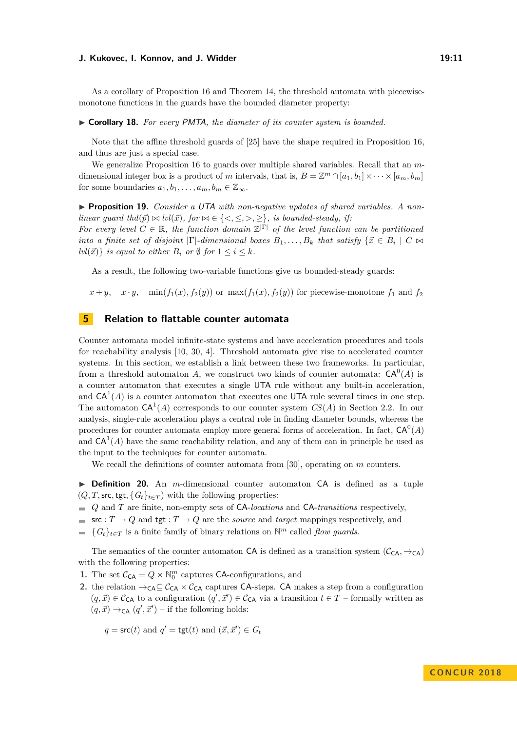As a corollary of Proposition 16 and Theorem 14, the threshold automata with piecewise-monotone functions in the guards have the bounded diameter property:

▶ **Corollary 18.** *For every PMTA, the diameter of its counter system is bounded.*

Note that the affine threshold guards of [25] have the shape required in Proposition 16, and thus are just a special case.

We generalize Proposition 16 to guards over multiple shared variables. Recall that an $m$-dimensional integer box is a product of $m$ intervals, that is, $B = \mathbb{Z}^m \cap [a_1, b_1] \times \cdots \times [a_m, b_m]$ for some boundaries $a_1, b_1, \ldots, a_m, b_m \in \mathbb{Z}_\infty$.

▶ **Proposition 19.** *Consider a UTA with non-negative updates of shared variables. A non-linear guard $thd(\vec{p}) \bowtie lvl(\vec{x})$, for $\bowtie \in \{<, \le, >, \ge\}$, is bounded-steady, if:*
*For every level $C \in \mathbb{R}$, the function domain $\mathbb{Z}^{|\Gamma|}$ of the level function can be partitioned into a finite set of disjoint $|\Gamma|$-dimensional boxes $B_1, \ldots, B_k$ that satisfy $\{\vec{x} \in B_i \mid C \bowtie lvl(\vec{x})\}$ is equal to either $B_i$ or $\emptyset$ for $1 \le i \le k$.*

As a result, the following two-variable functions give us bounded-steady guards:

$$x + y, \quad x \cdot y, \quad \min(f_1(x), f_2(y)) \text{ or } \max(f_1(x), f_2(y)) \text{ for piecewise-monotone } f_1 \text{ and } f_2$$

## 5 Relation to flattable counter automata

Counter automata model infinite-state systems and have acceleration procedures and tools for reachability analysis [10, 30, 4]. Threshold automata give rise to accelerated counter systems. In this section, we establish a link between these two frameworks. In particular, from a threshold automaton $A$, we construct two kinds of counter automata: $\mathsf{CA}^0(A)$ is a counter automaton that executes a single UTA rule without any built-in acceleration, and $\mathsf{CA}^1(A)$ is a counter automaton that executes one UTA rule several times in one step. The automaton $\mathsf{CA}^1(A)$ corresponds to our counter system $CS(A)$ in Section 2.2. In our analysis, single-rule acceleration plays a central role in finding diameter bounds, whereas the procedures for counter automata employ more general forms of acceleration. In fact, $\mathsf{CA}^0(A)$ and $\mathsf{CA}^1(A)$ have the same reachability relation, and any of them can in principle be used as the input to the techniques for counter automata.

We recall the definitions of counter automata from [30], operating on $m$ counters.

▶ **Definition 20.** An $m$-dimensional counter automaton CA is defined as a tuple $(Q, T, \mathsf{src}, \mathsf{tgt}, \{G_t\}_{t \in T})$ with the following properties:

- $Q$ and $T$ are finite, non-empty sets of CA-*locations* and CA-*transitions* respectively,
- $\mathsf{src} : T \to Q$ and $\mathsf{tgt} : T \to Q$ are the *source* and *target* mappings respectively, and
- $\{G_t\}_{t \in T}$ is a finite family of binary relations on $\mathbb{N}^m$ called *flow guards*.

The semantics of the counter automaton CA is defined as a transition system $(\mathcal{C}_{\mathsf{CA}}, \to_{\mathsf{CA}})$ with the following properties:

1. The set $\mathcal{C}_{\mathsf{CA}} = Q \times \mathbb{N}_0^m$ captures CA-configurations, and
2. the relation $\to_{\mathsf{CA}} \subseteq \mathcal{C}_{\mathsf{CA}} \times \mathcal{C}_{\mathsf{CA}}$ captures CA-steps. CA makes a step from a configuration $(q, \vec{x}) \in \mathcal{C}_{\mathsf{CA}}$ to a configuration $(q', \vec{x}') \in \mathcal{C}_{\mathsf{CA}}$ via a transition $t \in T$ – formally written as $(q, \vec{x}) \to_{\mathsf{CA}} (q', \vec{x}')$ – if the following holds:

$$q = \mathsf{src}(t) \text{ and } q' = \mathsf{tgt}(t) \text{ and } (\vec{x}, \vec{x}') \in G_t$$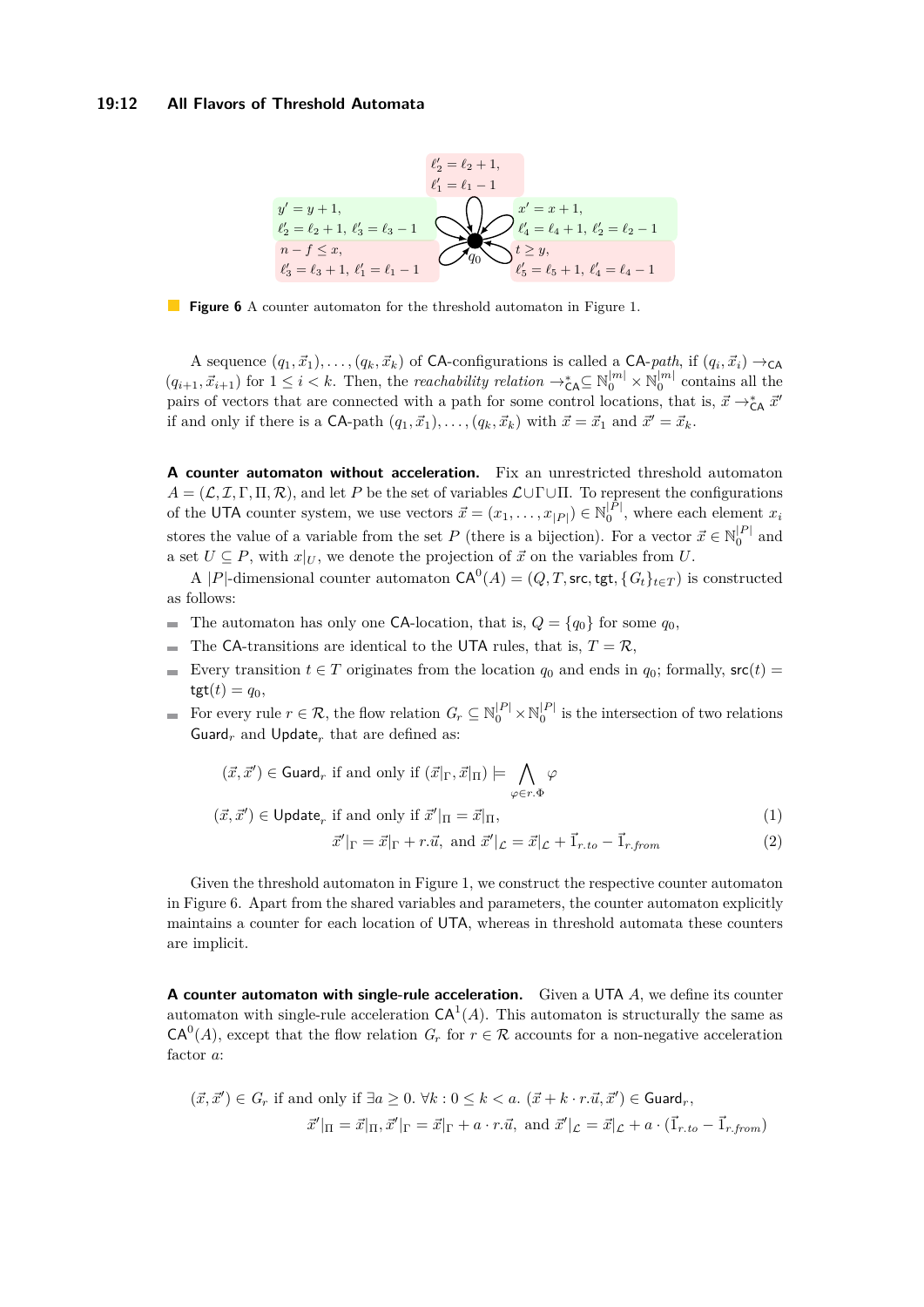$\ell_2' = \ell_2 + 1,$
$\ell_1' = \ell_1 - 1$

$y' = y + 1,$
$\ell_2' = \ell_2 + 1,\ \ell_3' = \ell_3 - 1$

$x' = x + 1,$
$\ell_4' = \ell_4 + 1,\ \ell_2' = \ell_2 - 1$

$n - f \leq x,$
$\ell_3' = \ell_3 + 1,\ \ell_1' = \ell_1 - 1$

$t \geq y,$
$\ell_5' = \ell_5 + 1,\ \ell_4' = \ell_4 - 1$

$q_0$

**Figure 6** A counter automaton for the threshold automaton in Figure 1.

A sequence $(q_1, \vec{x}_1), \ldots, (q_k, \vec{x}_k)$ of CA-configurations is called a CA-*path*, if $(q_i, \vec{x}_i) \to_{\mathsf{CA}} (q_{i+1}, \vec{x}_{i+1})$ for $1 \leq i < k$. Then, the *reachability relation* $\to^*_{\mathsf{CA}} \subseteq \mathbb{N}_0^{|m|} \times \mathbb{N}_0^{|m|}$ contains all the pairs of vectors that are connected with a path for some control locations, that is, $\vec{x} \to^*_{\mathsf{CA}} \vec{x}'$ if and only if there is a CA-path $(q_1, \vec{x}_1), \ldots, (q_k, \vec{x}_k)$ with $\vec{x} = \vec{x}_1$ and $\vec{x}' = \vec{x}_k$.

**A counter automaton without acceleration.** Fix an unrestricted threshold automaton $A = (\mathcal{L}, \mathcal{I}, \Gamma, \Pi, \mathcal{R})$, and let $P$ be the set of variables $\mathcal{L} \cup \Gamma \cup \Pi$. To represent the configurations of the UTA counter system, we use vectors $\vec{x} = (x_1, \ldots, x_{|P|}) \in \mathbb{N}_0^{|P|}$, where each element $x_i$ stores the value of a variable from the set $P$ (there is a bijection). For a vector $\vec{x} \in \mathbb{N}_0^{|P|}$ and a set $U \subseteq P$, with $x|_U$, we denote the projection of $\vec{x}$ on the variables from $U$.

A $|P|$-dimensional counter automaton $\mathsf{CA}^0(A) = (Q, T, \mathsf{src}, \mathsf{tgt}, \{G_t\}_{t \in T})$ is constructed as follows:

- The automaton has only one CA-location, that is, $Q = \{q_0\}$ for some $q_0$,
- The CA-transitions are identical to the UTA rules, that is, $T = \mathcal{R}$,
- Every transition $t \in T$ originates from the location $q_0$ and ends in $q_0$; formally, $\mathsf{src}(t) = \mathsf{tgt}(t) = q_0$,
- For every rule $r \in \mathcal{R}$, the flow relation $G_r \subseteq \mathbb{N}_0^{|P|} \times \mathbb{N}_0^{|P|}$ is the intersection of two relations $\mathsf{Guard}_r$ and $\mathsf{Update}_r$ that are defined as:

$$(\vec{x}, \vec{x}') \in \mathsf{Guard}_r \text{ if and only if } (\vec{x}|_\Gamma, \vec{x}|_\Pi) \models \bigwedge_{\varphi \in r.\Phi} \varphi$$

$$(\vec{x}, \vec{x}') \in \mathsf{Update}_r \text{ if and only if } \vec{x}'|_\Pi = \vec{x}|_\Pi, \tag{1}$$

$$\vec{x}'|_\Gamma = \vec{x}|_\Gamma + r.\vec{u}, \text{ and } \vec{x}'|_\mathcal{L} = \vec{x}|_\mathcal{L} + \vec{1}_{r.to} - \vec{1}_{r.from} \tag{2}$$

Given the threshold automaton in Figure 1, we construct the respective counter automaton in Figure 6. Apart from the shared variables and parameters, the counter automaton explicitly maintains a counter for each location of UTA, whereas in threshold automata these counters are implicit.

**A counter automaton with single-rule acceleration.** Given a UTA $A$, we define its counter automaton with single-rule acceleration $\mathsf{CA}^1(A)$. This automaton is structurally the same as $\mathsf{CA}^0(A)$, except that the flow relation $G_r$ for $r \in \mathcal{R}$ accounts for a non-negative acceleration factor $a$:

$$(\vec{x}, \vec{x}') \in G_r \text{ if and only if } \exists a \geq 0.\ \forall k : 0 \leq k < a.\ (\vec{x} + k \cdot r.\vec{u}, \vec{x}') \in \mathsf{Guard}_r,$$
$$\vec{x}'|_\Pi = \vec{x}|_\Pi, \vec{x}'|_\Gamma = \vec{x}|_\Gamma + a \cdot r.\vec{u}, \text{ and } \vec{x}'|_\mathcal{L} = \vec{x}|_\mathcal{L} + a \cdot (\vec{1}_{r.to} - \vec{1}_{r.from})$$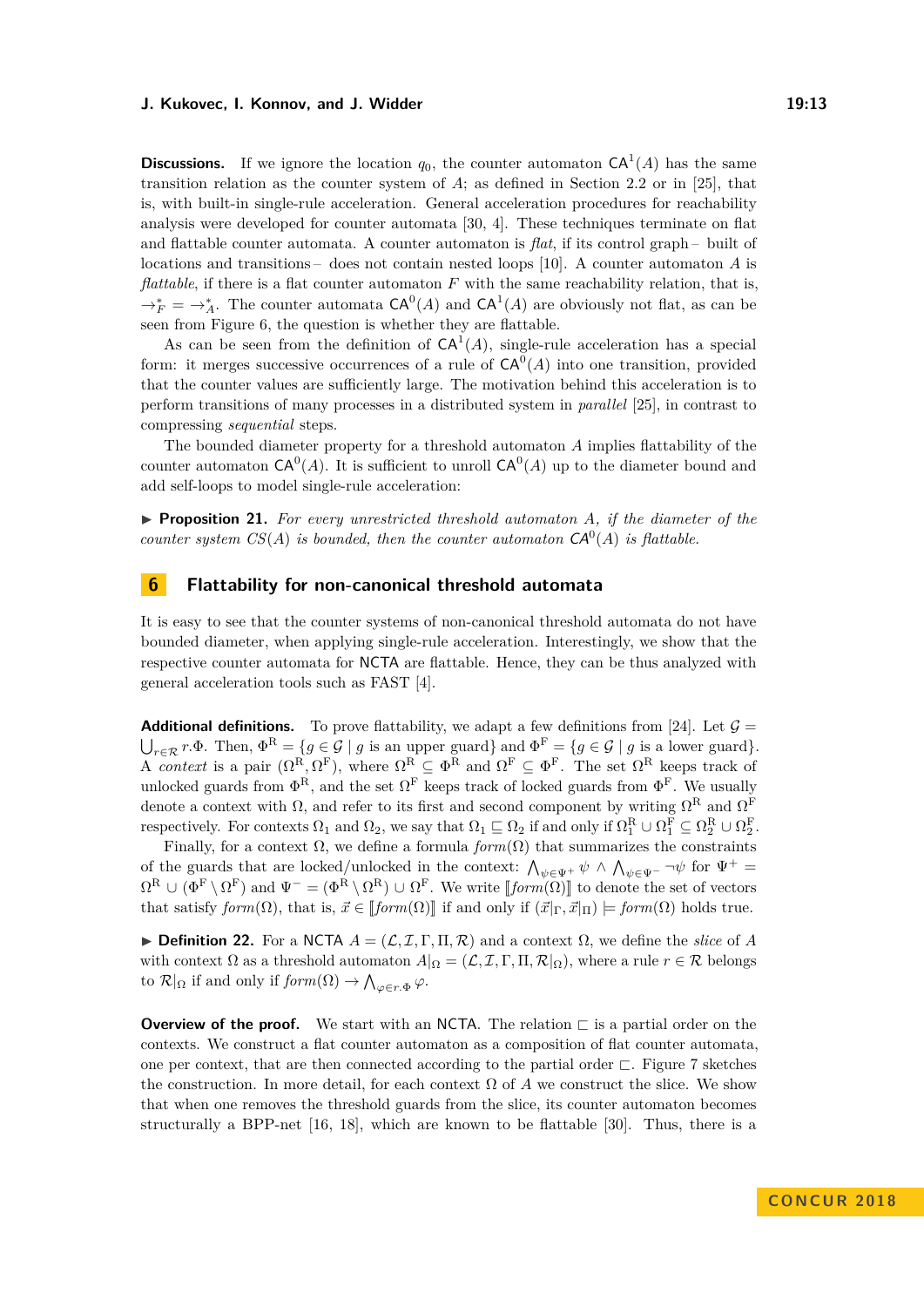**Discussions.** If we ignore the location $q_0$, the counter automaton $\mathsf{CA}^1(A)$ has the same transition relation as the counter system of $A$; as defined in Section 2.2 or in [25], that is, with built-in single-rule acceleration. General acceleration procedures for reachability analysis were developed for counter automata [30, 4]. These techniques terminate on flat and flattable counter automata. A counter automaton is *flat*, if its control graph – built of locations and transitions – does not contain nested loops [10]. A counter automaton $A$ is *flattable*, if there is a flat counter automaton $F$ with the same reachability relation, that is, $\to_F^* = \to_A^*$. The counter automata $\mathsf{CA}^0(A)$ and $\mathsf{CA}^1(A)$ are obviously not flat, as can be seen from Figure 6, the question is whether they are flattable.

As can be seen from the definition of $\mathsf{CA}^1(A)$, single-rule acceleration has a special form: it merges successive occurrences of a rule of $\mathsf{CA}^0(A)$ into one transition, provided that the counter values are sufficiently large. The motivation behind this acceleration is to perform transitions of many processes in a distributed system in *parallel* [25], in contrast to compressing *sequential* steps.

The bounded diameter property for a threshold automaton $A$ implies flattability of the counter automaton $\mathsf{CA}^0(A)$. It is sufficient to unroll $\mathsf{CA}^0(A)$ up to the diameter bound and add self-loops to model single-rule acceleration:

▶ **Proposition 21.** *For every unrestricted threshold automaton $A$, if the diameter of the counter system $CS(A)$ is bounded, then the counter automaton $\mathsf{CA}^0(A)$ is flattable.*

## 6 Flattability for non-canonical threshold automata

It is easy to see that the counter systems of non-canonical threshold automata do not have bounded diameter, when applying single-rule acceleration. Interestingly, we show that the respective counter automata for NCTA are flattable. Hence, they can be thus analyzed with general acceleration tools such as FAST [4].

**Additional definitions.** To prove flattability, we adapt a few definitions from [24]. Let $\mathcal{G} = \bigcup_{r\in\mathcal{R}} r.\Phi$. Then, $\Phi^{\mathrm{R}} = \{g \in \mathcal{G} \mid g \text{ is an upper guard}\}$ and $\Phi^{\mathrm{F}} = \{g \in \mathcal{G} \mid g \text{ is a lower guard}\}$. A *context* is a pair $(\Omega^{\mathrm{R}}, \Omega^{\mathrm{F}})$, where $\Omega^{\mathrm{R}} \subseteq \Phi^{\mathrm{R}}$ and $\Omega^{\mathrm{F}} \subseteq \Phi^{\mathrm{F}}$. The set $\Omega^{\mathrm{R}}$ keeps track of unlocked guards from $\Phi^{\mathrm{R}}$, and the set $\Omega^{\mathrm{F}}$ keeps track of locked guards from $\Phi^{\mathrm{F}}$. We usually denote a context with $\Omega$, and refer to its first and second component by writing $\Omega^{\mathrm{R}}$ and $\Omega^{\mathrm{F}}$ respectively. For contexts $\Omega_1$ and $\Omega_2$, we say that $\Omega_1 \sqsubseteq \Omega_2$ if and only if $\Omega_1^{\mathrm{R}} \cup \Omega_1^{\mathrm{F}} \subseteq \Omega_2^{\mathrm{R}} \cup \Omega_2^{\mathrm{F}}$.

Finally, for a context $\Omega$, we define a formula $\mathit{form}(\Omega)$ that summarizes the constraints of the guards that are locked/unlocked in the context: $\bigwedge_{\psi\in\Psi^+} \psi \wedge \bigwedge_{\psi\in\Psi^-} \neg\psi$ for $\Psi^+ = \Omega^{\mathrm{R}} \cup (\Phi^{\mathrm{F}} \setminus \Omega^{\mathrm{F}})$ and $\Psi^- = (\Phi^{\mathrm{R}} \setminus \Omega^{\mathrm{R}}) \cup \Omega^{\mathrm{F}}$. We write $[\![\mathit{form}(\Omega)]\!]$ to denote the set of vectors that satisfy $\mathit{form}(\Omega)$, that is, $\vec{x} \in [\![\mathit{form}(\Omega)]\!]$ if and only if $(\vec{x}|_\Gamma, \vec{x}|_\Pi) \models \mathit{form}(\Omega)$ holds true.

▶ **Definition 22.** For a NCTA $A = (\mathcal{L}, \mathcal{I}, \Gamma, \Pi, \mathcal{R})$ and a context $\Omega$, we define the *slice* of $A$ with context $\Omega$ as a threshold automaton $A|_\Omega = (\mathcal{L}, \mathcal{I}, \Gamma, \Pi, \mathcal{R}|_\Omega)$, where a rule $r \in \mathcal{R}$ belongs to $\mathcal{R}|_\Omega$ if and only if $\mathit{form}(\Omega) \to \bigwedge_{\varphi\in r.\Phi} \varphi$.

**Overview of the proof.** We start with an NCTA. The relation $\sqsubset$ is a partial order on the contexts. We construct a flat counter automaton as a composition of flat counter automata, one per context, that are then connected according to the partial order $\sqsubset$. Figure 7 sketches the construction. In more detail, for each context $\Omega$ of $A$ we construct the slice. We show that when one removes the threshold guards from the slice, its counter automaton becomes structurally a BPP-net [16, 18], which are known to be flattable [30]. Thus, there is a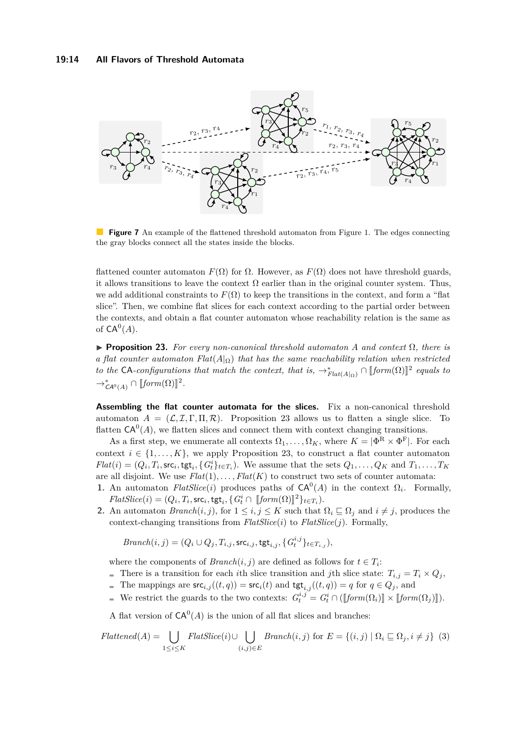**Figure 7** An example of the flattened threshold automaton from Figure 1. The edges connecting the gray blocks connect all the states inside the blocks.

flattened counter automaton $F(\Omega)$ for $\Omega$. However, as $F(\Omega)$ does not have threshold guards, it allows transitions to leave the context $\Omega$ earlier than in the original counter system. Thus, we add additional constraints to $F(\Omega)$ to keep the transitions in the context, and form a "flat slice". Then, we combine flat slices for each context according to the partial order between the contexts, and obtain a flat counter automaton whose reachability relation is the same as of $\mathsf{CA}^0(A)$.

▶ **Proposition 23.** *For every non-canonical threshold automaton $A$ and context $\Omega$, there is a flat counter automaton $Flat(A|_\Omega)$ that has the same reachability relation when restricted to the* CA*-configurations that match the context, that is, $\to^*_{Flat(A|_\Omega)} \cap [\![form(\Omega)]\!]^2$ equals to $\to^*_{\mathsf{CA}^0(A)} \cap [\![form(\Omega)]\!]^2$.*

**Assembling the flat counter automata for the slices.** Fix a non-canonical threshold automaton $A = (\mathcal{L}, \mathcal{I}, \Gamma, \Pi, \mathcal{R})$. Proposition 23 allows us to flatten a single slice. To flatten $\mathsf{CA}^0(A)$, we flatten slices and connect them with context changing transitions.

As a first step, we enumerate all contexts $\Omega_1, \ldots, \Omega_K$, where $K = |\Phi^{\mathrm{R}} \times \Phi^{\mathrm{F}}|$. For each context $i \in \{1, \ldots, K\}$, we apply Proposition 23, to construct a flat counter automaton $Flat(i) = (Q_i, T_i, \mathsf{src}_i, \mathsf{tgt}_i, \{G^i_t\}_{t \in T_i})$. We assume that the sets $Q_1, \ldots, Q_K$ and $T_1, \ldots, T_K$ are all disjoint. We use $Flat(1), \ldots, Flat(K)$ to construct two sets of counter automata:

1. An automaton $FlatSlice(i)$ produces paths of $\mathsf{CA}^0(A)$ in the context $\Omega_i$. Formally, $FlatSlice(i) = (Q_i, T_i, \mathsf{src}_i, \mathsf{tgt}_i, \{G^i_t \cap [\![form(\Omega)]\!]^2\}_{t \in T_i})$.
2. An automaton $Branch(i, j)$, for $1 \le i, j \le K$ such that $\Omega_i \sqsubseteq \Omega_j$ and $i \neq j$, produces the context-changing transitions from $FlatSlice(i)$ to $FlatSlice(j)$. Formally,

$$Branch(i, j) = (Q_i \cup Q_j, T_{i,j}, \mathsf{src}_{i,j}, \mathsf{tgt}_{i,j}, \{G^{i,j}_t\}_{t \in T_{i,j}}),$$

   where the components of $Branch(i, j)$ are defined as follows for $t \in T_i$:
   - There is a transition for each $i$th slice transition and $j$th slice state: $T_{i,j} = T_i \times Q_j$,
   - The mappings are $\mathsf{src}_{i,j}((t, q)) = \mathsf{src}_i(t)$ and $\mathsf{tgt}_{i,j}((t, q)) = q$ for $q \in Q_j$, and
   - We restrict the guards to the two contexts: $G^{i,j}_t = G^i_t \cap ([\![form(\Omega_i)]\!] \times [\![form(\Omega_j)]\!])$.

A flat version of $\mathsf{CA}^0(A)$ is the union of all flat slices and branches:

$$Flattened(A) = \bigcup_{1 \le i \le K} FlatSlice(i) \cup \bigcup_{(i,j) \in E} Branch(i, j) \text{ for } E = \{(i, j) \mid \Omega_i \sqsubseteq \Omega_j, i \neq j\} \quad (3)$$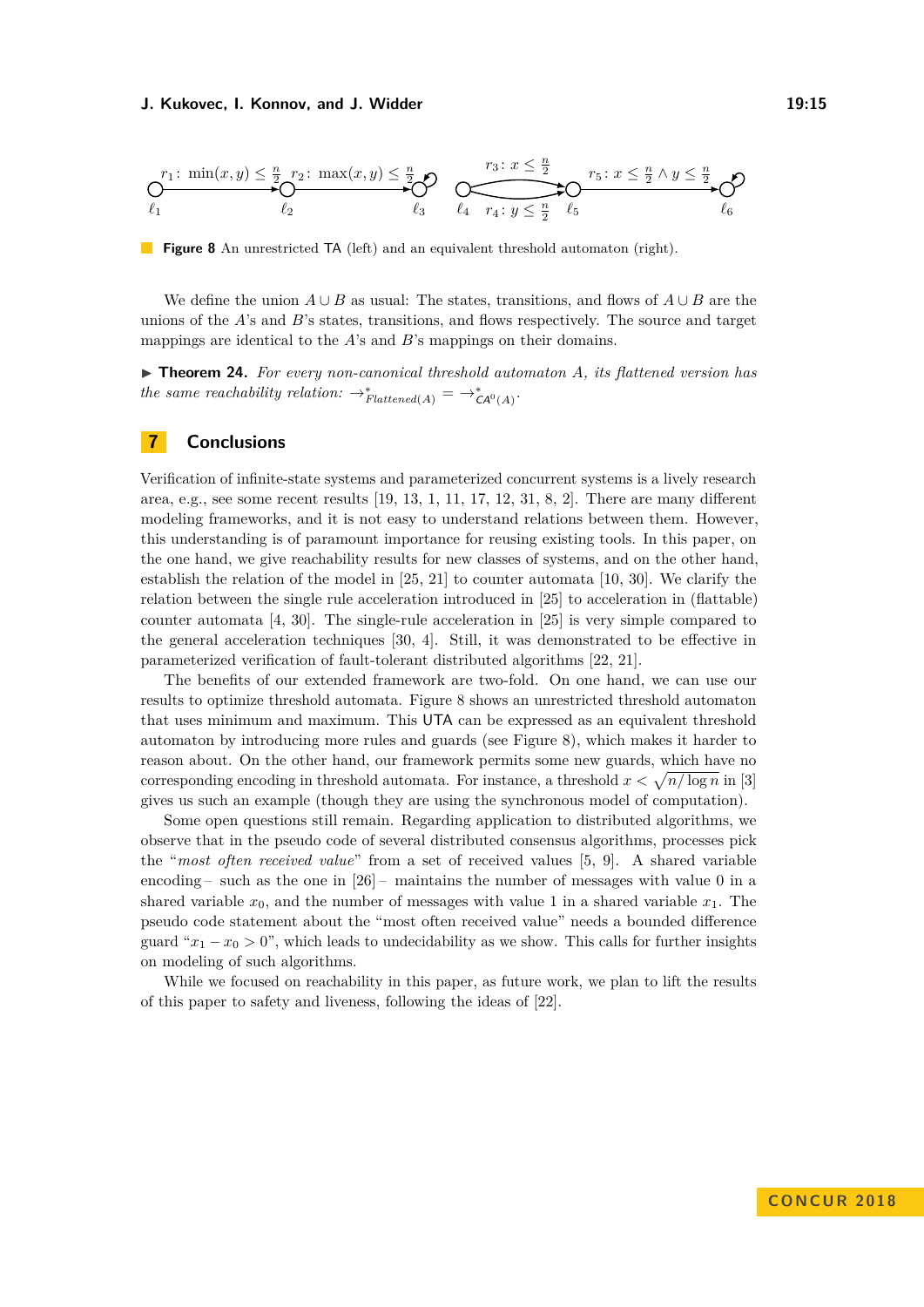$r_1\colon \min(x,y) \le \frac{n}{2}$ $r_2\colon \max(x,y) \le \frac{n}{2}$ $\ell_1$ $\ell_2$ $\ell_3$ $\ell_4$ $r_3\colon x \le \frac{n}{2}$ $r_4\colon y \le \frac{n}{2}$ $\ell_5$ $r_5\colon x \le \frac{n}{2} \wedge y \le \frac{n}{2}$ $\ell_6$

**Figure 8** An unrestricted TA (left) and an equivalent threshold automaton (right).

We define the union $A \cup B$ as usual: The states, transitions, and flows of $A \cup B$ are the unions of the $A$'s and $B$'s states, transitions, and flows respectively. The source and target mappings are identical to the $A$'s and $B$'s mappings on their domains.

▶ **Theorem 24.** *For every non-canonical threshold automaton $A$, its flattened version has the same reachability relation: $\to^*_{Flattened(A)} = \to^*_{\mathsf{CA}^0(A)}$.*

## 7 Conclusions

Verification of infinite-state systems and parameterized concurrent systems is a lively research area, e.g., see some recent results [19, 13, 1, 11, 17, 12, 31, 8, 2]. There are many different modeling frameworks, and it is not easy to understand relations between them. However, this understanding is of paramount importance for reusing existing tools. In this paper, on the one hand, we give reachability results for new classes of systems, and on the other hand, establish the relation of the model in [25, 21] to counter automata [10, 30]. We clarify the relation between the single rule acceleration introduced in [25] to acceleration in (flattable) counter automata [4, 30]. The single-rule acceleration in [25] is very simple compared to the general acceleration techniques [30, 4]. Still, it was demonstrated to be effective in parameterized verification of fault-tolerant distributed algorithms [22, 21].

The benefits of our extended framework are two-fold. On one hand, we can use our results to optimize threshold automata. Figure 8 shows an unrestricted threshold automaton that uses minimum and maximum. This UTA can be expressed as an equivalent threshold automaton by introducing more rules and guards (see Figure 8), which makes it harder to reason about. On the other hand, our framework permits some new guards, which have no corresponding encoding in threshold automata. For instance, a threshold $x < \sqrt{n/\log n}$ in [3] gives us such an example (though they are using the synchronous model of computation).

Some open questions still remain. Regarding application to distributed algorithms, we observe that in the pseudo code of several distributed consensus algorithms, processes pick the "*most often received value*" from a set of received values [5, 9]. A shared variable encoding – such as the one in [26] – maintains the number of messages with value 0 in a shared variable $x_0$, and the number of messages with value 1 in a shared variable $x_1$. The pseudo code statement about the "most often received value" needs a bounded difference guard "$x_1 - x_0 > 0$", which leads to undecidability as we show. This calls for further insights on modeling of such algorithms.

While we focused on reachability in this paper, as future work, we plan to lift the results of this paper to safety and liveness, following the ideas of [22].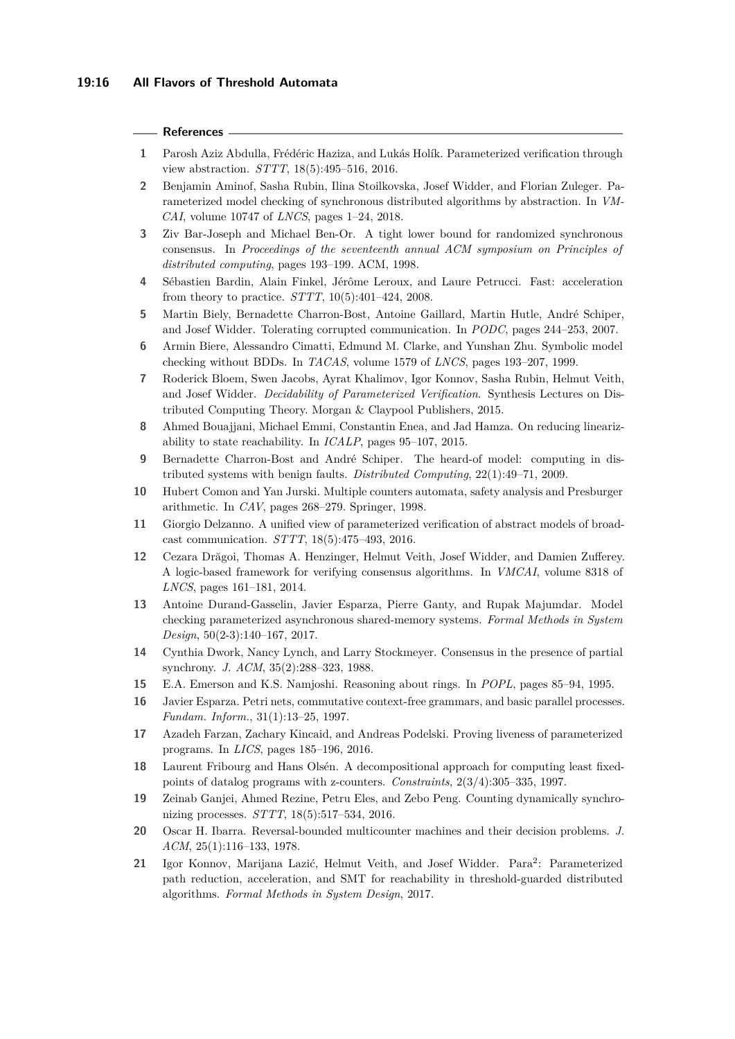## References

1. Parosh Aziz Abdulla, Frédéric Haziza, and Lukás Holík. Parameterized verification through view abstraction. *STTT*, 18(5):495–516, 2016.
2. Benjamin Aminof, Sasha Rubin, Ilina Stoilkovska, Josef Widder, and Florian Zuleger. Parameterized model checking of synchronous distributed algorithms by abstraction. In *VMCAI*, volume 10747 of *LNCS*, pages 1–24, 2018.
3. Ziv Bar-Joseph and Michael Ben-Or. A tight lower bound for randomized synchronous consensus. In *Proceedings of the seventeenth annual ACM symposium on Principles of distributed computing*, pages 193–199. ACM, 1998.
4. Sébastien Bardin, Alain Finkel, Jérôme Leroux, and Laure Petrucci. Fast: acceleration from theory to practice. *STTT*, 10(5):401–424, 2008.
5. Martin Biely, Bernadette Charron-Bost, Antoine Gaillard, Martin Hutle, André Schiper, and Josef Widder. Tolerating corrupted communication. In *PODC*, pages 244–253, 2007.
6. Armin Biere, Alessandro Cimatti, Edmund M. Clarke, and Yunshan Zhu. Symbolic model checking without BDDs. In *TACAS*, volume 1579 of *LNCS*, pages 193–207, 1999.
7. Roderick Bloem, Swen Jacobs, Ayrat Khalimov, Igor Konnov, Sasha Rubin, Helmut Veith, and Josef Widder. *Decidability of Parameterized Verification*. Synthesis Lectures on Distributed Computing Theory. Morgan & Claypool Publishers, 2015.
8. Ahmed Bouajjani, Michael Emmi, Constantin Enea, and Jad Hamza. On reducing linearizability to state reachability. In *ICALP*, pages 95–107, 2015.
9. Bernadette Charron-Bost and André Schiper. The heard-of model: computing in distributed systems with benign faults. *Distributed Computing*, 22(1):49–71, 2009.
10. Hubert Comon and Yan Jurski. Multiple counters automata, safety analysis and Presburger arithmetic. In *CAV*, pages 268–279. Springer, 1998.
11. Giorgio Delzanno. A unified view of parameterized verification of abstract models of broadcast communication. *STTT*, 18(5):475–493, 2016.
12. Cezara Drăgoi, Thomas A. Henzinger, Helmut Veith, Josef Widder, and Damien Zufferey. A logic-based framework for verifying consensus algorithms. In *VMCAI*, volume 8318 of *LNCS*, pages 161–181, 2014.
13. Antoine Durand-Gasselin, Javier Esparza, Pierre Ganty, and Rupak Majumdar. Model checking parameterized asynchronous shared-memory systems. *Formal Methods in System Design*, 50(2-3):140–167, 2017.
14. Cynthia Dwork, Nancy Lynch, and Larry Stockmeyer. Consensus in the presence of partial synchrony. *J. ACM*, 35(2):288–323, 1988.
15. E.A. Emerson and K.S. Namjoshi. Reasoning about rings. In *POPL*, pages 85–94, 1995.
16. Javier Esparza. Petri nets, commutative context-free grammars, and basic parallel processes. *Fundam. Inform.*, 31(1):13–25, 1997.
17. Azadeh Farzan, Zachary Kincaid, and Andreas Podelski. Proving liveness of parameterized programs. In *LICS*, pages 185–196, 2016.
18. Laurent Fribourg and Hans Olsén. A decompositional approach for computing least fixed-points of datalog programs with z-counters. *Constraints*, 2(3/4):305–335, 1997.
19. Zeinab Ganjei, Ahmed Rezine, Petru Eles, and Zebo Peng. Counting dynamically synchronizing processes. *STTT*, 18(5):517–534, 2016.
20. Oscar H. Ibarra. Reversal-bounded multicounter machines and their decision problems. *J. ACM*, 25(1):116–133, 1978.
21. Igor Konnov, Marijana Lazić, Helmut Veith, and Josef Widder. Para$^2$: Parameterized path reduction, acceleration, and SMT for reachability in threshold-guarded distributed algorithms. *Formal Methods in System Design*, 2017.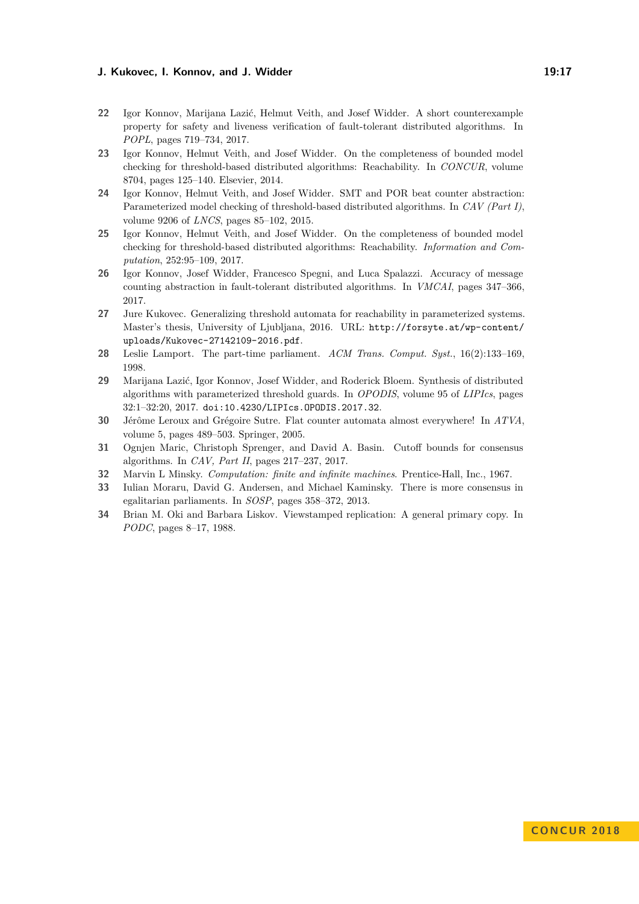22 Igor Konnov, Marijana Lazić, Helmut Veith, and Josef Widder. A short counterexample property for safety and liveness verification of fault-tolerant distributed algorithms. In *POPL*, pages 719–734, 2017.

23 Igor Konnov, Helmut Veith, and Josef Widder. On the completeness of bounded model checking for threshold-based distributed algorithms: Reachability. In *CONCUR*, volume 8704, pages 125–140. Elsevier, 2014.

24 Igor Konnov, Helmut Veith, and Josef Widder. SMT and POR beat counter abstraction: Parameterized model checking of threshold-based distributed algorithms. In *CAV (Part I)*, volume 9206 of *LNCS*, pages 85–102, 2015.

25 Igor Konnov, Helmut Veith, and Josef Widder. On the completeness of bounded model checking for threshold-based distributed algorithms: Reachability. *Information and Computation*, 252:95–109, 2017.

26 Igor Konnov, Josef Widder, Francesco Spegni, and Luca Spalazzi. Accuracy of message counting abstraction in fault-tolerant distributed algorithms. In *VMCAI*, pages 347–366, 2017.

27 Jure Kukovec. Generalizing threshold automata for reachability in parameterized systems. Master's thesis, University of Ljubljana, 2016. URL: `http://forsyte.at/wp-content/uploads/Kukovec-27142109-2016.pdf`.

28 Leslie Lamport. The part-time parliament. *ACM Trans. Comput. Syst.*, 16(2):133–169, 1998.

29 Marijana Lazić, Igor Konnov, Josef Widder, and Roderick Bloem. Synthesis of distributed algorithms with parameterized threshold guards. In *OPODIS*, volume 95 of *LIPIcs*, pages 32:1–32:20, 2017. `doi:10.4230/LIPIcs.OPODIS.2017.32`.

30 Jérôme Leroux and Grégoire Sutre. Flat counter automata almost everywhere! In *ATVA*, volume 5, pages 489–503. Springer, 2005.

31 Ognjen Maric, Christoph Sprenger, and David A. Basin. Cutoff bounds for consensus algorithms. In *CAV, Part II*, pages 217–237, 2017.

32 Marvin L Minsky. *Computation: finite and infinite machines*. Prentice-Hall, Inc., 1967.

33 Iulian Moraru, David G. Andersen, and Michael Kaminsky. There is more consensus in egalitarian parliaments. In *SOSP*, pages 358–372, 2013.

34 Brian M. Oki and Barbara Liskov. Viewstamped replication: A general primary copy. In *PODC*, pages 8–17, 1988.